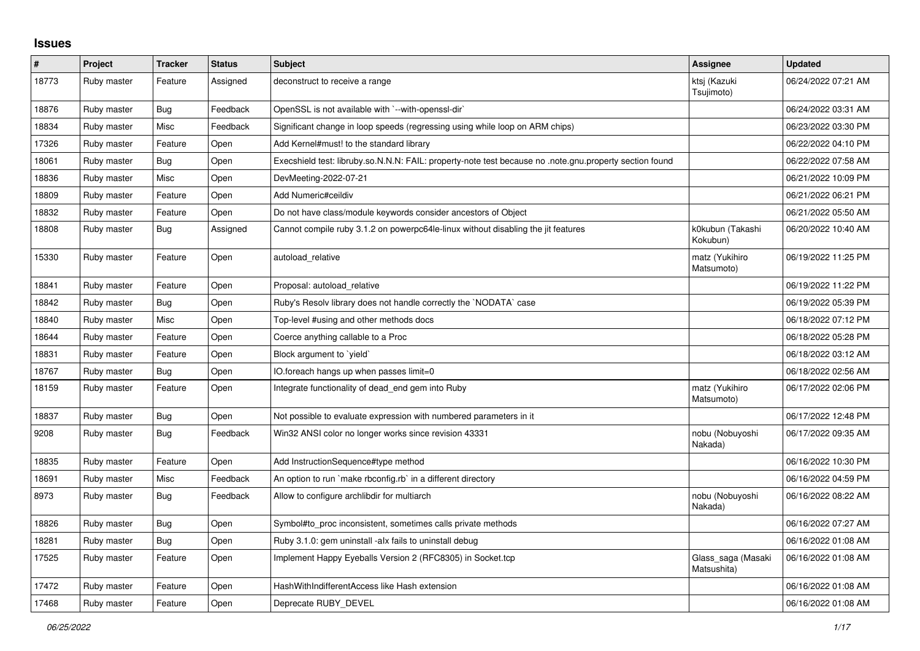## Issues

| # | Project | Tracker | Status | Subject | Assignee | Updated |
|---|---|---|---|---|---|---|
| 18773 | Ruby master | Feature | Assigned | deconstruct to receive a range | ktsj (Kazuki Tsujimoto) | 06/24/2022 07:21 AM |
| 18876 | Ruby master | Bug | Feedback | OpenSSL is not available with `--with-openssl-dir` | | 06/24/2022 03:31 AM |
| 18834 | Ruby master | Misc | Feedback | Significant change in loop speeds (regressing using while loop on ARM chips) | | 06/23/2022 03:30 PM |
| 17326 | Ruby master | Feature | Open | Add Kernel#must! to the standard library | | 06/22/2022 04:10 PM |
| 18061 | Ruby master | Bug | Open | Execshield test: libruby.so.N.N.N: FAIL: property-note test because no .note.gnu.property section found | | 06/22/2022 07:58 AM |
| 18836 | Ruby master | Misc | Open | DevMeeting-2022-07-21 | | 06/21/2022 10:09 PM |
| 18809 | Ruby master | Feature | Open | Add Numeric#ceildiv | | 06/21/2022 06:21 PM |
| 18832 | Ruby master | Feature | Open | Do not have class/module keywords consider ancestors of Object | | 06/21/2022 05:50 AM |
| 18808 | Ruby master | Bug | Assigned | Cannot compile ruby 3.1.2 on powerpc64le-linux without disabling the jit features | k0kubun (Takashi Kokubun) | 06/20/2022 10:40 AM |
| 15330 | Ruby master | Feature | Open | autoload_relative | matz (Yukihiro Matsumoto) | 06/19/2022 11:25 PM |
| 18841 | Ruby master | Feature | Open | Proposal: autoload_relative | | 06/19/2022 11:22 PM |
| 18842 | Ruby master | Bug | Open | Ruby's Resolv library does not handle correctly the `NODATA` case | | 06/19/2022 05:39 PM |
| 18840 | Ruby master | Misc | Open | Top-level #using and other methods docs | | 06/18/2022 07:12 PM |
| 18644 | Ruby master | Feature | Open | Coerce anything callable to a Proc | | 06/18/2022 05:28 PM |
| 18831 | Ruby master | Feature | Open | Block argument to `yield` | | 06/18/2022 03:12 AM |
| 18767 | Ruby master | Bug | Open | IO.foreach hangs up when passes limit=0 | | 06/18/2022 02:56 AM |
| 18159 | Ruby master | Feature | Open | Integrate functionality of dead_end gem into Ruby | matz (Yukihiro Matsumoto) | 06/17/2022 02:06 PM |
| 18837 | Ruby master | Bug | Open | Not possible to evaluate expression with numbered parameters in it | | 06/17/2022 12:48 PM |
| 9208 | Ruby master | Bug | Feedback | Win32 ANSI color no longer works since revision 43331 | nobu (Nobuyoshi Nakada) | 06/17/2022 09:35 AM |
| 18835 | Ruby master | Feature | Open | Add InstructionSequence#type method | | 06/16/2022 10:30 PM |
| 18691 | Ruby master | Misc | Feedback | An option to run `make rbconfig.rb` in a different directory | | 06/16/2022 04:59 PM |
| 8973 | Ruby master | Bug | Feedback | Allow to configure archlibdir for multiarch | nobu (Nobuyoshi Nakada) | 06/16/2022 08:22 AM |
| 18826 | Ruby master | Bug | Open | Symbol#to_proc inconsistent, sometimes calls private methods | | 06/16/2022 07:27 AM |
| 18281 | Ruby master | Bug | Open | Ruby 3.1.0: gem uninstall -alx fails to uninstall debug | | 06/16/2022 01:08 AM |
| 17525 | Ruby master | Feature | Open | Implement Happy Eyeballs Version 2 (RFC8305) in Socket.tcp | Glass_saga (Masaki Matsushita) | 06/16/2022 01:08 AM |
| 17472 | Ruby master | Feature | Open | HashWithIndifferentAccess like Hash extension | | 06/16/2022 01:08 AM |
| 17468 | Ruby master | Feature | Open | Deprecate RUBY_DEVEL | | 06/16/2022 01:08 AM |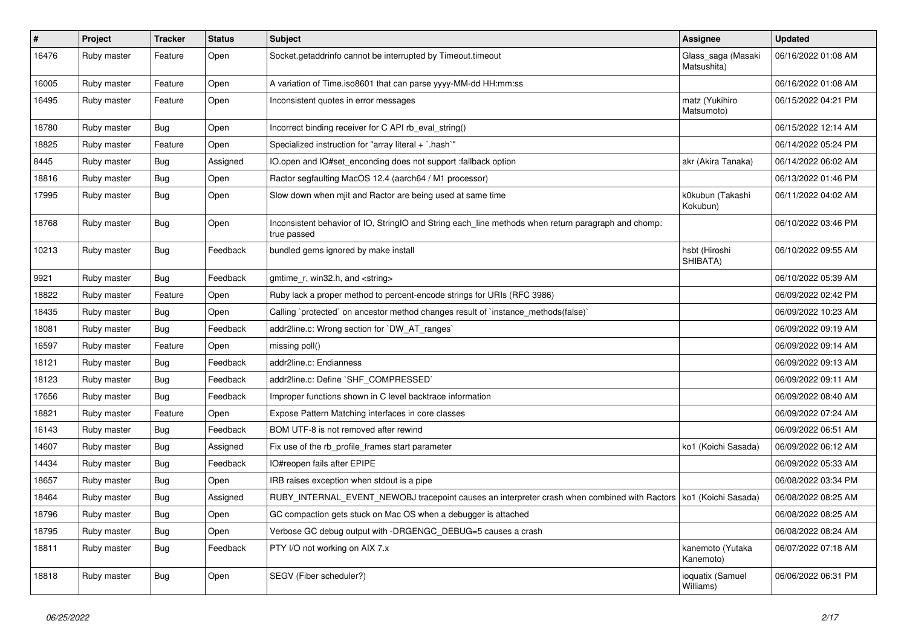| # | Project | Tracker | Status | Subject | Assignee | Updated |
|---|---|---|---|---|---|---|
| 16476 | Ruby master | Feature | Open | Socket.getaddrinfo cannot be interrupted by Timeout.timeout | Glass_saga (Masaki Matsushita) | 06/16/2022 01:08 AM |
| 16005 | Ruby master | Feature | Open | A variation of Time.iso8601 that can parse yyyy-MM-dd HH:mm:ss | | 06/16/2022 01:08 AM |
| 16495 | Ruby master | Feature | Open | Inconsistent quotes in error messages | matz (Yukihiro Matsumoto) | 06/15/2022 04:21 PM |
| 18780 | Ruby master | Bug | Open | Incorrect binding receiver for C API rb_eval_string() | | 06/15/2022 12:14 AM |
| 18825 | Ruby master | Feature | Open | Specialized instruction for "array literal + `.hash`" | | 06/14/2022 05:24 PM |
| 8445 | Ruby master | Bug | Assigned | IO.open and IO#set_enconding does not support :fallback option | akr (Akira Tanaka) | 06/14/2022 06:02 AM |
| 18816 | Ruby master | Bug | Open | Ractor segfaulting MacOS 12.4 (aarch64 / M1 processor) | | 06/13/2022 01:46 PM |
| 17995 | Ruby master | Bug | Open | Slow down when mjit and Ractor are being used at same time | k0kubun (Takashi Kokubun) | 06/11/2022 04:02 AM |
| 18768 | Ruby master | Bug | Open | Inconsistent behavior of IO, StringIO and String each_line methods when return paragraph and chomp: true passed | | 06/10/2022 03:46 PM |
| 10213 | Ruby master | Bug | Feedback | bundled gems ignored by make install | hsbt (Hiroshi SHIBATA) | 06/10/2022 09:55 AM |
| 9921 | Ruby master | Bug | Feedback | gmtime_r, win32.h, and <string> | | 06/10/2022 05:39 AM |
| 18822 | Ruby master | Feature | Open | Ruby lack a proper method to percent-encode strings for URIs (RFC 3986) | | 06/09/2022 02:42 PM |
| 18435 | Ruby master | Bug | Open | Calling `protected` on ancestor method changes result of `instance_methods(false)` | | 06/09/2022 10:23 AM |
| 18081 | Ruby master | Bug | Feedback | addr2line.c: Wrong section for `DW_AT_ranges` | | 06/09/2022 09:19 AM |
| 16597 | Ruby master | Feature | Open | missing poll() | | 06/09/2022 09:14 AM |
| 18121 | Ruby master | Bug | Feedback | addr2line.c: Endianness | | 06/09/2022 09:13 AM |
| 18123 | Ruby master | Bug | Feedback | addr2line.c: Define `SHF_COMPRESSED` | | 06/09/2022 09:11 AM |
| 17656 | Ruby master | Bug | Feedback | Improper functions shown in C level backtrace information | | 06/09/2022 08:40 AM |
| 18821 | Ruby master | Feature | Open | Expose Pattern Matching interfaces in core classes | | 06/09/2022 07:24 AM |
| 16143 | Ruby master | Bug | Feedback | BOM UTF-8 is not removed after rewind | | 06/09/2022 06:51 AM |
| 14607 | Ruby master | Bug | Assigned | Fix use of the rb_profile_frames start parameter | ko1 (Koichi Sasada) | 06/09/2022 06:12 AM |
| 14434 | Ruby master | Bug | Feedback | IO#reopen fails after EPIPE | | 06/09/2022 05:33 AM |
| 18657 | Ruby master | Bug | Open | IRB raises exception when stdout is a pipe | | 06/08/2022 03:34 PM |
| 18464 | Ruby master | Bug | Assigned | RUBY_INTERNAL_EVENT_NEWOBJ tracepoint causes an interpreter crash when combined with Ractors | ko1 (Koichi Sasada) | 06/08/2022 08:25 AM |
| 18796 | Ruby master | Bug | Open | GC compaction gets stuck on Mac OS when a debugger is attached | | 06/08/2022 08:25 AM |
| 18795 | Ruby master | Bug | Open | Verbose GC debug output with -DRGENGC_DEBUG=5 causes a crash | | 06/08/2022 08:24 AM |
| 18811 | Ruby master | Bug | Feedback | PTY I/O not working on AIX 7.x | kanemoto (Yutaka Kanemoto) | 06/07/2022 07:18 AM |
| 18818 | Ruby master | Bug | Open | SEGV (Fiber scheduler?) | ioquatix (Samuel Williams) | 06/06/2022 06:31 PM |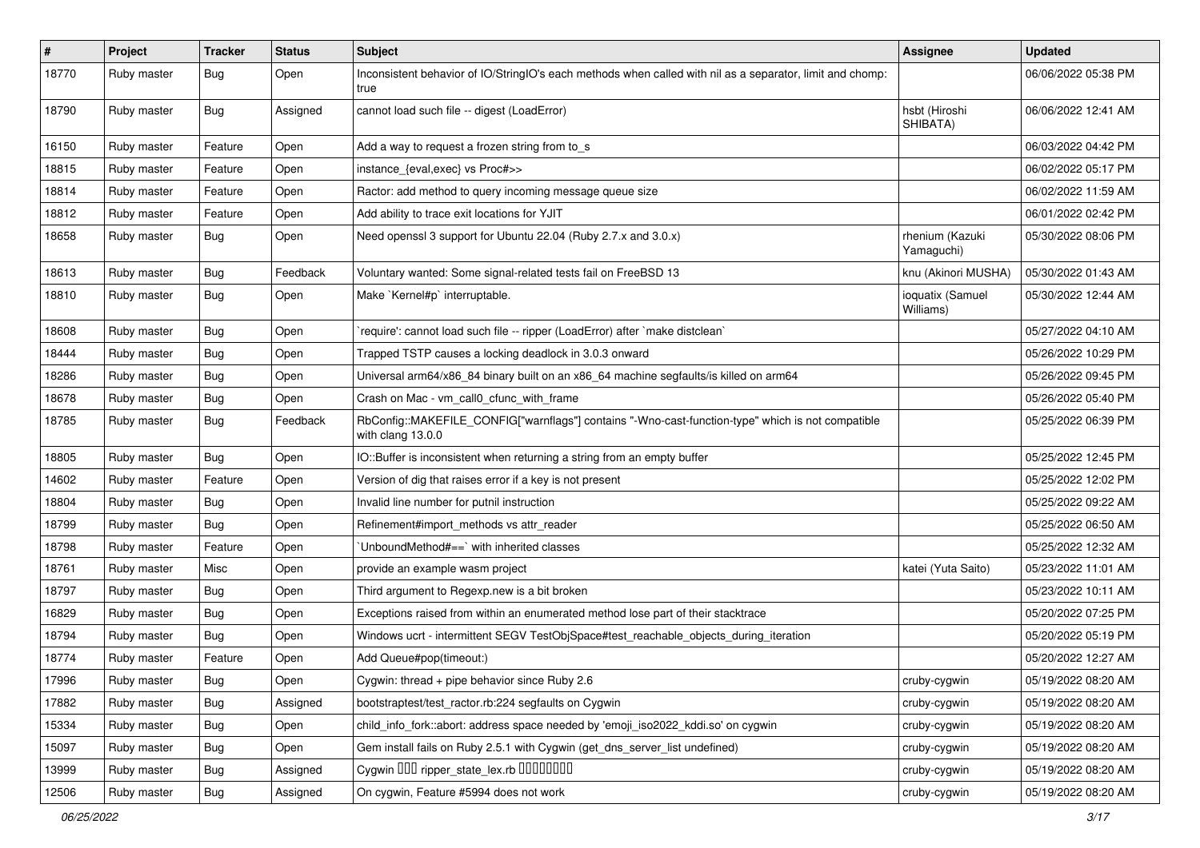| # | Project | Tracker | Status | Subject | Assignee | Updated |
| --- | --- | --- | --- | --- | --- | --- |
| 18770 | Ruby master | Bug | Open | Inconsistent behavior of IO/StringIO's each methods when called with nil as a separator, limit and chomp: true | | 06/06/2022 05:38 PM |
| 18790 | Ruby master | Bug | Assigned | cannot load such file -- digest (LoadError) | hsbt (Hiroshi SHIBATA) | 06/06/2022 12:41 AM |
| 16150 | Ruby master | Feature | Open | Add a way to request a frozen string from to_s | | 06/03/2022 04:42 PM |
| 18815 | Ruby master | Feature | Open | instance_{eval,exec} vs Proc#>> | | 06/02/2022 05:17 PM |
| 18814 | Ruby master | Feature | Open | Ractor: add method to query incoming message queue size | | 06/02/2022 11:59 AM |
| 18812 | Ruby master | Feature | Open | Add ability to trace exit locations for YJIT | | 06/01/2022 02:42 PM |
| 18658 | Ruby master | Bug | Open | Need openssl 3 support for Ubuntu 22.04 (Ruby 2.7.x and 3.0.x) | rhenium (Kazuki Yamaguchi) | 05/30/2022 08:06 PM |
| 18613 | Ruby master | Bug | Feedback | Voluntary wanted: Some signal-related tests fail on FreeBSD 13 | knu (Akinori MUSHA) | 05/30/2022 01:43 AM |
| 18810 | Ruby master | Bug | Open | Make `Kernel#p` interruptable. | ioquatix (Samuel Williams) | 05/30/2022 12:44 AM |
| 18608 | Ruby master | Bug | Open | `require': cannot load such file -- ripper (LoadError) after `make distclean` | | 05/27/2022 04:10 AM |
| 18444 | Ruby master | Bug | Open | Trapped TSTP causes a locking deadlock in 3.0.3 onward | | 05/26/2022 10:29 PM |
| 18286 | Ruby master | Bug | Open | Universal arm64/x86_84 binary built on an x86_64 machine segfaults/is killed on arm64 | | 05/26/2022 09:45 PM |
| 18678 | Ruby master | Bug | Open | Crash on Mac - vm_call0_cfunc_with_frame | | 05/26/2022 05:40 PM |
| 18785 | Ruby master | Bug | Feedback | RbConfig::MAKEFILE_CONFIG["warnflags"] contains "-Wno-cast-function-type" which is not compatible with clang 13.0.0 | | 05/25/2022 06:39 PM |
| 18805 | Ruby master | Bug | Open | IO::Buffer is inconsistent when returning a string from an empty buffer | | 05/25/2022 12:45 PM |
| 14602 | Ruby master | Feature | Open | Version of dig that raises error if a key is not present | | 05/25/2022 12:02 PM |
| 18804 | Ruby master | Bug | Open | Invalid line number for putnil instruction | | 05/25/2022 09:22 AM |
| 18799 | Ruby master | Bug | Open | Refinement#import_methods vs attr_reader | | 05/25/2022 06:50 AM |
| 18798 | Ruby master | Feature | Open | `UnboundMethod#==` with inherited classes | | 05/25/2022 12:32 AM |
| 18761 | Ruby master | Misc | Open | provide an example wasm project | katei (Yuta Saito) | 05/23/2022 11:01 AM |
| 18797 | Ruby master | Bug | Open | Third argument to Regexp.new is a bit broken | | 05/23/2022 10:11 AM |
| 16829 | Ruby master | Bug | Open | Exceptions raised from within an enumerated method lose part of their stacktrace | | 05/20/2022 07:25 PM |
| 18794 | Ruby master | Bug | Open | Windows ucrt - intermittent SEGV TestObjSpace#test_reachable_objects_during_iteration | | 05/20/2022 05:19 PM |
| 18774 | Ruby master | Feature | Open | Add Queue#pop(timeout:) | | 05/20/2022 12:27 AM |
| 17996 | Ruby master | Bug | Open | Cygwin: thread + pipe behavior since Ruby 2.6 | cruby-cygwin | 05/19/2022 08:20 AM |
| 17882 | Ruby master | Bug | Assigned | bootstraptest/test_ractor.rb:224 segfaults on Cygwin | cruby-cygwin | 05/19/2022 08:20 AM |
| 15334 | Ruby master | Bug | Open | child_info_fork::abort: address space needed by 'emoji_iso2022_kddi.so' on cygwin | cruby-cygwin | 05/19/2022 08:20 AM |
| 15097 | Ruby master | Bug | Open | Gem install fails on Ruby 2.5.1 with Cygwin (get_dns_server_list undefined) | cruby-cygwin | 05/19/2022 08:20 AM |
| 13999 | Ruby master | Bug | Assigned | Cygwin ��� ripper_state_lex.rb ��������� | cruby-cygwin | 05/19/2022 08:20 AM |
| 12506 | Ruby master | Bug | Assigned | On cygwin, Feature #5994 does not work | cruby-cygwin | 05/19/2022 08:20 AM |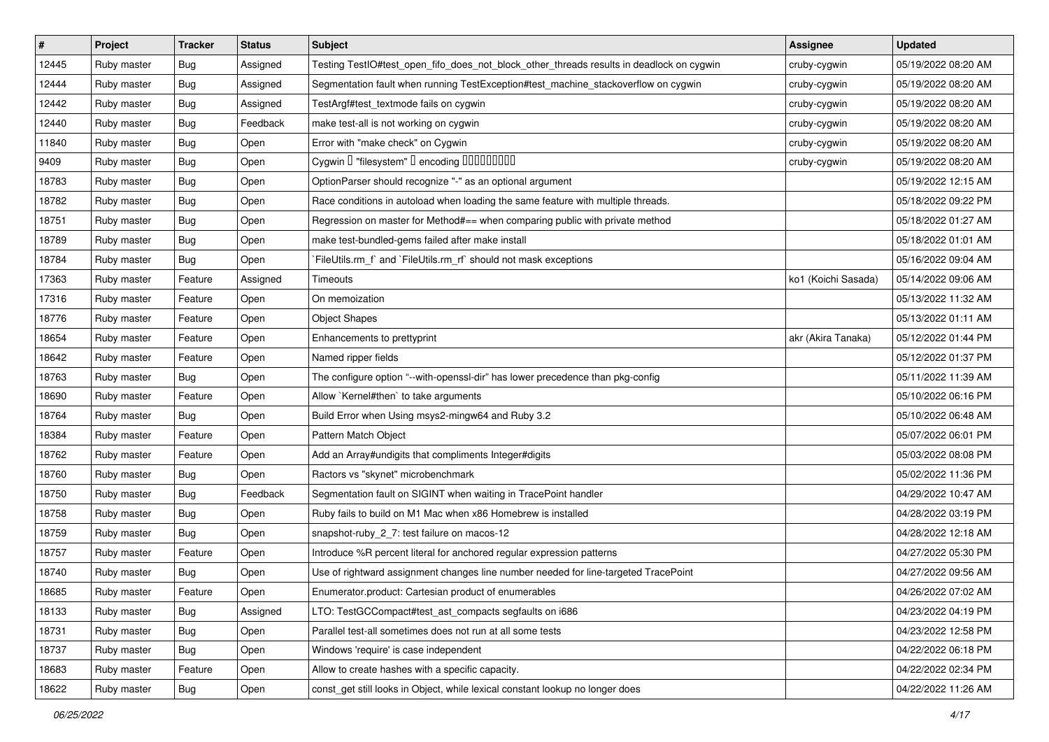| # | Project | Tracker | Status | Subject | Assignee | Updated |
|---|---|---|---|---|---|---|
| 12445 | Ruby master | Bug | Assigned | Testing TestIO#test_open_fifo_does_not_block_other_threads results in deadlock on cygwin | cruby-cygwin | 05/19/2022 08:20 AM |
| 12444 | Ruby master | Bug | Assigned | Segmentation fault when running TestException#test_machine_stackoverflow on cygwin | cruby-cygwin | 05/19/2022 08:20 AM |
| 12442 | Ruby master | Bug | Assigned | TestArgf#test_textmode fails on cygwin | cruby-cygwin | 05/19/2022 08:20 AM |
| 12440 | Ruby master | Bug | Feedback | make test-all is not working on cygwin | cruby-cygwin | 05/19/2022 08:20 AM |
| 11840 | Ruby master | Bug | Open | Error with "make check" on Cygwin | cruby-cygwin | 05/19/2022 08:20 AM |
| 9409 | Ruby master | Bug | Open | Cygwin � "filesystem" � encoding ��������� | cruby-cygwin | 05/19/2022 08:20 AM |
| 18783 | Ruby master | Bug | Open | OptionParser should recognize "-" as an optional argument | | 05/19/2022 12:15 AM |
| 18782 | Ruby master | Bug | Open | Race conditions in autoload when loading the same feature with multiple threads. | | 05/18/2022 09:22 PM |
| 18751 | Ruby master | Bug | Open | Regression on master for Method#== when comparing public with private method | | 05/18/2022 01:27 AM |
| 18789 | Ruby master | Bug | Open | make test-bundled-gems failed after make install | | 05/18/2022 01:01 AM |
| 18784 | Ruby master | Bug | Open | `FileUtils.rm_f` and `FileUtils.rm_rf` should not mask exceptions | | 05/16/2022 09:04 AM |
| 17363 | Ruby master | Feature | Assigned | Timeouts | ko1 (Koichi Sasada) | 05/14/2022 09:06 AM |
| 17316 | Ruby master | Feature | Open | On memoization | | 05/13/2022 11:32 AM |
| 18776 | Ruby master | Feature | Open | Object Shapes | | 05/13/2022 01:11 AM |
| 18654 | Ruby master | Feature | Open | Enhancements to prettyprint | akr (Akira Tanaka) | 05/12/2022 01:44 PM |
| 18642 | Ruby master | Feature | Open | Named ripper fields | | 05/12/2022 01:37 PM |
| 18763 | Ruby master | Bug | Open | The configure option "--with-openssl-dir" has lower precedence than pkg-config | | 05/11/2022 11:39 AM |
| 18690 | Ruby master | Feature | Open | Allow `Kernel#then` to take arguments | | 05/10/2022 06:16 PM |
| 18764 | Ruby master | Bug | Open | Build Error when Using msys2-mingw64 and Ruby 3.2 | | 05/10/2022 06:48 AM |
| 18384 | Ruby master | Feature | Open | Pattern Match Object | | 05/07/2022 06:01 PM |
| 18762 | Ruby master | Feature | Open | Add an Array#undigits that compliments Integer#digits | | 05/03/2022 08:08 PM |
| 18760 | Ruby master | Bug | Open | Ractors vs "skynet" microbenchmark | | 05/02/2022 11:36 PM |
| 18750 | Ruby master | Bug | Feedback | Segmentation fault on SIGINT when waiting in TracePoint handler | | 04/29/2022 10:47 AM |
| 18758 | Ruby master | Bug | Open | Ruby fails to build on M1 Mac when x86 Homebrew is installed | | 04/28/2022 03:19 PM |
| 18759 | Ruby master | Bug | Open | snapshot-ruby_2_7: test failure on macos-12 | | 04/28/2022 12:18 AM |
| 18757 | Ruby master | Feature | Open | Introduce %R percent literal for anchored regular expression patterns | | 04/27/2022 05:30 PM |
| 18740 | Ruby master | Bug | Open | Use of rightward assignment changes line number needed for line-targeted TracePoint | | 04/27/2022 09:56 AM |
| 18685 | Ruby master | Feature | Open | Enumerator.product: Cartesian product of enumerables | | 04/26/2022 07:02 AM |
| 18133 | Ruby master | Bug | Assigned | LTO: TestGCCompact#test_ast_compacts segfaults on i686 | | 04/23/2022 04:19 PM |
| 18731 | Ruby master | Bug | Open | Parallel test-all sometimes does not run at all some tests | | 04/23/2022 12:58 PM |
| 18737 | Ruby master | Bug | Open | Windows 'require' is case independent | | 04/22/2022 06:18 PM |
| 18683 | Ruby master | Feature | Open | Allow to create hashes with a specific capacity. | | 04/22/2022 02:34 PM |
| 18622 | Ruby master | Bug | Open | const_get still looks in Object, while lexical constant lookup no longer does | | 04/22/2022 11:26 AM |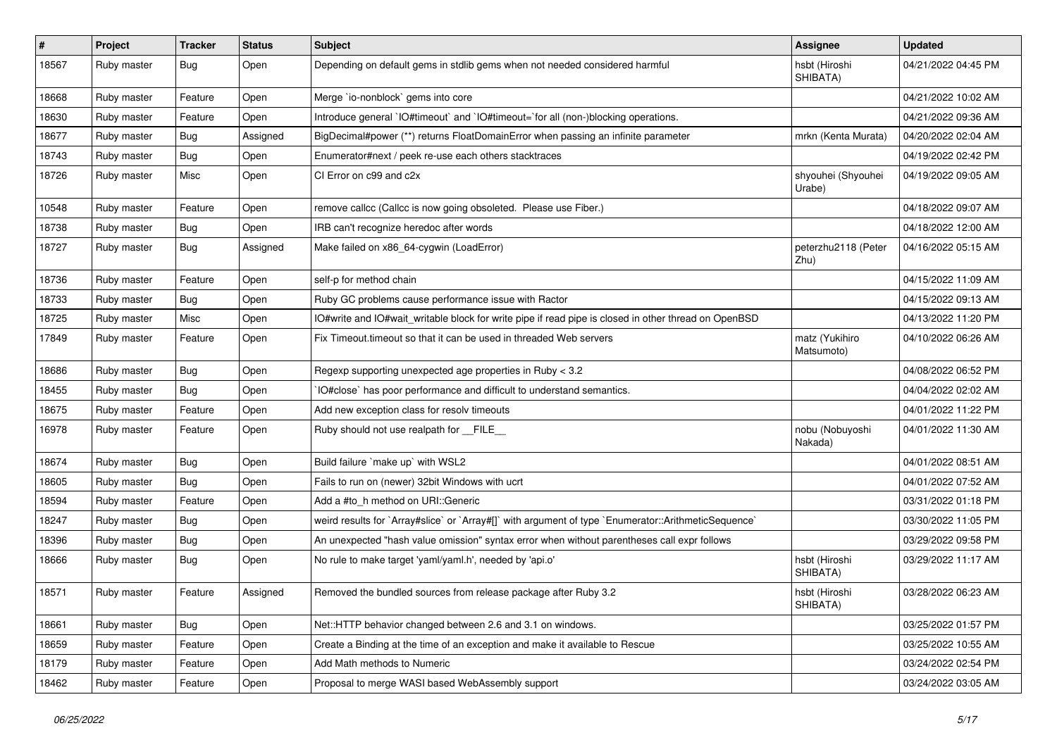| # | Project | Tracker | Status | Subject | Assignee | Updated |
|---|---|---|---|---|---|---|
| 18567 | Ruby master | Bug | Open | Depending on default gems in stdlib gems when not needed considered harmful | hsbt (Hiroshi SHIBATA) | 04/21/2022 04:45 PM |
| 18668 | Ruby master | Feature | Open | Merge `io-nonblock` gems into core | | 04/21/2022 10:02 AM |
| 18630 | Ruby master | Feature | Open | Introduce general `IO#timeout` and `IO#timeout=`for all (non-)blocking operations. | | 04/21/2022 09:36 AM |
| 18677 | Ruby master | Bug | Assigned | BigDecimal#power (**) returns FloatDomainError when passing an infinite parameter | mrkn (Kenta Murata) | 04/20/2022 02:04 AM |
| 18743 | Ruby master | Bug | Open | Enumerator#next / peek re-use each others stacktraces | | 04/19/2022 02:42 PM |
| 18726 | Ruby master | Misc | Open | CI Error on c99 and c2x | shyouhei (Shyouhei Urabe) | 04/19/2022 09:05 AM |
| 10548 | Ruby master | Feature | Open | remove callcc (Callcc is now going obsoleted. Please use Fiber.) | | 04/18/2022 09:07 AM |
| 18738 | Ruby master | Bug | Open | IRB can't recognize heredoc after words | | 04/18/2022 12:00 AM |
| 18727 | Ruby master | Bug | Assigned | Make failed on x86_64-cygwin (LoadError) | peterzhu2118 (Peter Zhu) | 04/16/2022 05:15 AM |
| 18736 | Ruby master | Feature | Open | self-p for method chain | | 04/15/2022 11:09 AM |
| 18733 | Ruby master | Bug | Open | Ruby GC problems cause performance issue with Ractor | | 04/15/2022 09:13 AM |
| 18725 | Ruby master | Misc | Open | IO#write and IO#wait_writable block for write pipe if read pipe is closed in other thread on OpenBSD | | 04/13/2022 11:20 PM |
| 17849 | Ruby master | Feature | Open | Fix Timeout.timeout so that it can be used in threaded Web servers | matz (Yukihiro Matsumoto) | 04/10/2022 06:26 AM |
| 18686 | Ruby master | Bug | Open | Regexp supporting unexpected age properties in Ruby < 3.2 | | 04/08/2022 06:52 PM |
| 18455 | Ruby master | Bug | Open | `IO#close` has poor performance and difficult to understand semantics. | | 04/04/2022 02:02 AM |
| 18675 | Ruby master | Feature | Open | Add new exception class for resolv timeouts | | 04/01/2022 11:22 PM |
| 16978 | Ruby master | Feature | Open | Ruby should not use realpath for __FILE__ | nobu (Nobuyoshi Nakada) | 04/01/2022 11:30 AM |
| 18674 | Ruby master | Bug | Open | Build failure `make up` with WSL2 | | 04/01/2022 08:51 AM |
| 18605 | Ruby master | Bug | Open | Fails to run on (newer) 32bit Windows with ucrt | | 04/01/2022 07:52 AM |
| 18594 | Ruby master | Feature | Open | Add a #to_h method on URI::Generic | | 03/31/2022 01:18 PM |
| 18247 | Ruby master | Bug | Open | weird results for `Array#slice` or `Array#[]` with argument of type `Enumerator::ArithmeticSequence` | | 03/30/2022 11:05 PM |
| 18396 | Ruby master | Bug | Open | An unexpected "hash value omission" syntax error when without parentheses call expr follows | | 03/29/2022 09:58 PM |
| 18666 | Ruby master | Bug | Open | No rule to make target 'yaml/yaml.h', needed by 'api.o' | hsbt (Hiroshi SHIBATA) | 03/29/2022 11:17 AM |
| 18571 | Ruby master | Feature | Assigned | Removed the bundled sources from release package after Ruby 3.2 | hsbt (Hiroshi SHIBATA) | 03/28/2022 06:23 AM |
| 18661 | Ruby master | Bug | Open | Net::HTTP behavior changed between 2.6 and 3.1 on windows. | | 03/25/2022 01:57 PM |
| 18659 | Ruby master | Feature | Open | Create a Binding at the time of an exception and make it available to Rescue | | 03/25/2022 10:55 AM |
| 18179 | Ruby master | Feature | Open | Add Math methods to Numeric | | 03/24/2022 02:54 PM |
| 18462 | Ruby master | Feature | Open | Proposal to merge WASI based WebAssembly support | | 03/24/2022 03:05 AM |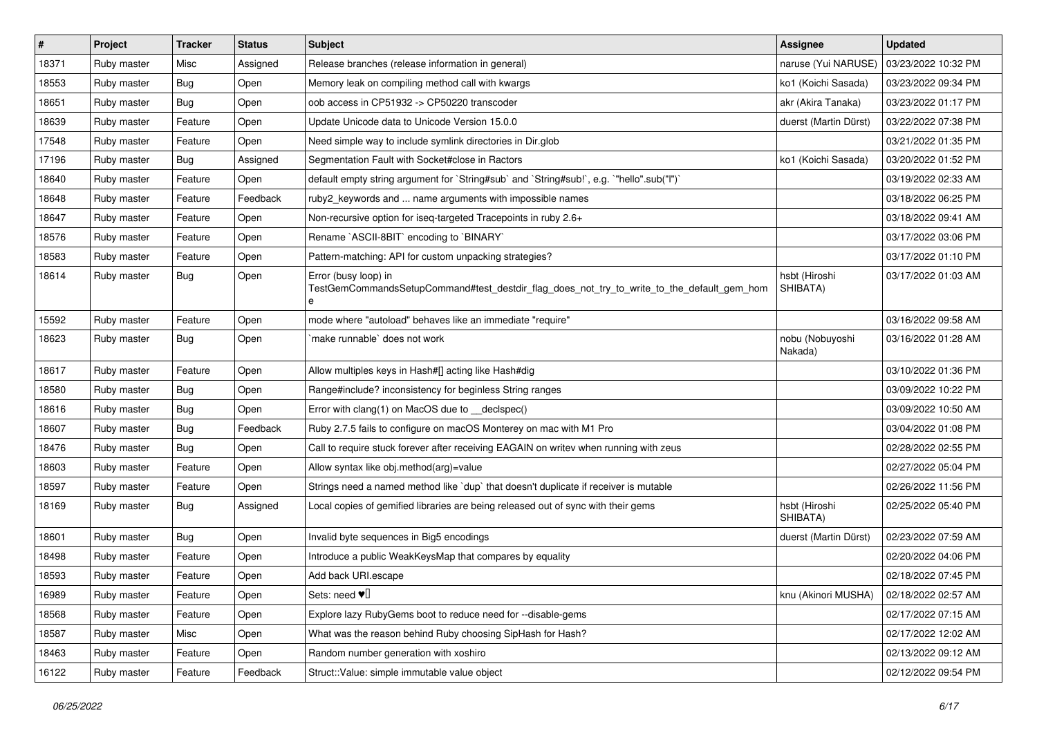| # | Project | Tracker | Status | Subject | Assignee | Updated |
|---|---|---|---|---|---|---|
| 18371 | Ruby master | Misc | Assigned | Release branches (release information in general) | naruse (Yui NARUSE) | 03/23/2022 10:32 PM |
| 18553 | Ruby master | Bug | Open | Memory leak on compiling method call with kwargs | ko1 (Koichi Sasada) | 03/23/2022 09:34 PM |
| 18651 | Ruby master | Bug | Open | oob access in CP51932 -> CP50220 transcoder | akr (Akira Tanaka) | 03/23/2022 01:17 PM |
| 18639 | Ruby master | Feature | Open | Update Unicode data to Unicode Version 15.0.0 | duerst (Martin Dürst) | 03/22/2022 07:38 PM |
| 17548 | Ruby master | Feature | Open | Need simple way to include symlink directories in Dir.glob | | 03/21/2022 01:35 PM |
| 17196 | Ruby master | Bug | Assigned | Segmentation Fault with Socket#close in Ractors | ko1 (Koichi Sasada) | 03/20/2022 01:52 PM |
| 18640 | Ruby master | Feature | Open | default empty string argument for `String#sub` and `String#sub!`, e.g. `"hello".sub("l")` | | 03/19/2022 02:33 AM |
| 18648 | Ruby master | Feature | Feedback | ruby2_keywords and ... name arguments with impossible names | | 03/18/2022 06:25 PM |
| 18647 | Ruby master | Feature | Open | Non-recursive option for iseq-targeted Tracepoints in ruby 2.6+ | | 03/18/2022 09:41 AM |
| 18576 | Ruby master | Feature | Open | Rename `ASCII-8BIT` encoding to `BINARY` | | 03/17/2022 03:06 PM |
| 18583 | Ruby master | Feature | Open | Pattern-matching: API for custom unpacking strategies? | | 03/17/2022 01:10 PM |
| 18614 | Ruby master | Bug | Open | Error (busy loop) in TestGemCommandsSetupCommand#test_destdir_flag_does_not_try_to_write_to_the_default_gem_home | hsbt (Hiroshi SHIBATA) | 03/17/2022 01:03 AM |
| 15592 | Ruby master | Feature | Open | mode where "autoload" behaves like an immediate "require" | | 03/16/2022 09:58 AM |
| 18623 | Ruby master | Bug | Open | `make runnable` does not work | nobu (Nobuyoshi Nakada) | 03/16/2022 01:28 AM |
| 18617 | Ruby master | Feature | Open | Allow multiples keys in Hash#[] acting like Hash#dig | | 03/10/2022 01:36 PM |
| 18580 | Ruby master | Bug | Open | Range#include? inconsistency for beginless String ranges | | 03/09/2022 10:22 PM |
| 18616 | Ruby master | Bug | Open | Error with clang(1) on MacOS due to __declspec() | | 03/09/2022 10:50 AM |
| 18607 | Ruby master | Bug | Feedback | Ruby 2.7.5 fails to configure on macOS Monterey on mac with M1 Pro | | 03/04/2022 01:08 PM |
| 18476 | Ruby master | Bug | Open | Call to require stuck forever after receiving EAGAIN on writev when running with zeus | | 02/28/2022 02:55 PM |
| 18603 | Ruby master | Feature | Open | Allow syntax like obj.method(arg)=value | | 02/27/2022 05:04 PM |
| 18597 | Ruby master | Feature | Open | Strings need a named method like `dup` that doesn't duplicate if receiver is mutable | | 02/26/2022 11:56 PM |
| 18169 | Ruby master | Bug | Assigned | Local copies of gemified libraries are being released out of sync with their gems | hsbt (Hiroshi SHIBATA) | 02/25/2022 05:40 PM |
| 18601 | Ruby master | Bug | Open | Invalid byte sequences in Big5 encodings | duerst (Martin Dürst) | 02/23/2022 07:59 AM |
| 18498 | Ruby master | Feature | Open | Introduce a public WeakKeysMap that compares by equality | | 02/20/2022 04:06 PM |
| 18593 | Ruby master | Feature | Open | Add back URI.escape | | 02/18/2022 07:45 PM |
| 16989 | Ruby master | Feature | Open | Sets: need ♥️ | knu (Akinori MUSHA) | 02/18/2022 02:57 AM |
| 18568 | Ruby master | Feature | Open | Explore lazy RubyGems boot to reduce need for --disable-gems | | 02/17/2022 07:15 AM |
| 18587 | Ruby master | Misc | Open | What was the reason behind Ruby choosing SipHash for Hash? | | 02/17/2022 12:02 AM |
| 18463 | Ruby master | Feature | Open | Random number generation with xoshiro | | 02/13/2022 09:12 AM |
| 16122 | Ruby master | Feature | Feedback | Struct::Value: simple immutable value object | | 02/12/2022 09:54 PM |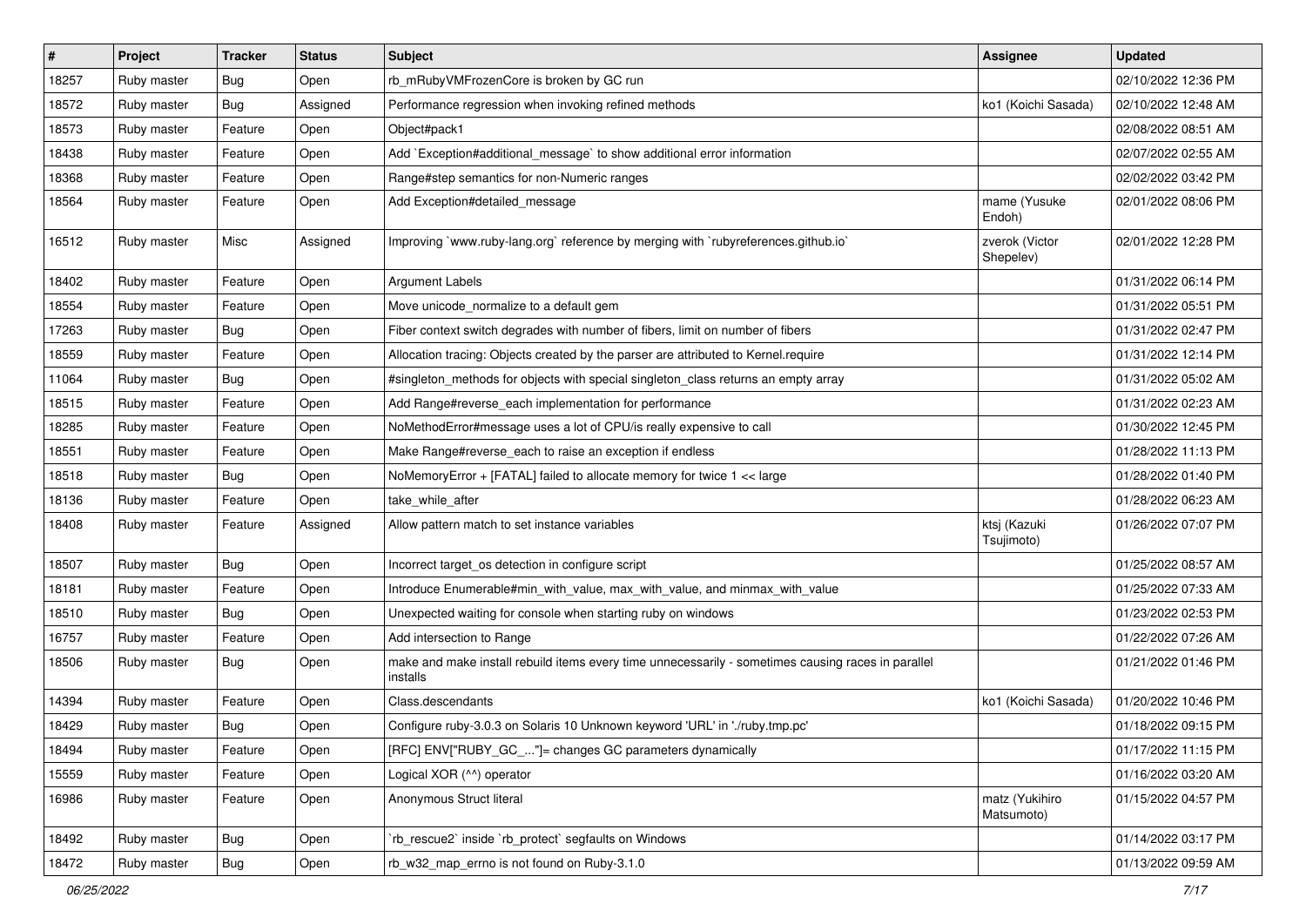| # | Project | Tracker | Status | Subject | Assignee | Updated |
|---|---|---|---|---|---|---|
| 18257 | Ruby master | Bug | Open | rb_mRubyVMFrozenCore is broken by GC run | | 02/10/2022 12:36 PM |
| 18572 | Ruby master | Bug | Assigned | Performance regression when invoking refined methods | ko1 (Koichi Sasada) | 02/10/2022 12:48 AM |
| 18573 | Ruby master | Feature | Open | Object#pack1 | | 02/08/2022 08:51 AM |
| 18438 | Ruby master | Feature | Open | Add `Exception#additional_message` to show additional error information | | 02/07/2022 02:55 AM |
| 18368 | Ruby master | Feature | Open | Range#step semantics for non-Numeric ranges | | 02/02/2022 03:42 PM |
| 18564 | Ruby master | Feature | Open | Add Exception#detailed_message | mame (Yusuke Endoh) | 02/01/2022 08:06 PM |
| 16512 | Ruby master | Misc | Assigned | Improving `www.ruby-lang.org` reference by merging with `rubyreferences.github.io` | zverok (Victor Shepelev) | 02/01/2022 12:28 PM |
| 18402 | Ruby master | Feature | Open | Argument Labels | | 01/31/2022 06:14 PM |
| 18554 | Ruby master | Feature | Open | Move unicode_normalize to a default gem | | 01/31/2022 05:51 PM |
| 17263 | Ruby master | Bug | Open | Fiber context switch degrades with number of fibers, limit on number of fibers | | 01/31/2022 02:47 PM |
| 18559 | Ruby master | Feature | Open | Allocation tracing: Objects created by the parser are attributed to Kernel.require | | 01/31/2022 12:14 PM |
| 11064 | Ruby master | Bug | Open | #singleton_methods for objects with special singleton_class returns an empty array | | 01/31/2022 05:02 AM |
| 18515 | Ruby master | Feature | Open | Add Range#reverse_each implementation for performance | | 01/31/2022 02:23 AM |
| 18285 | Ruby master | Feature | Open | NoMethodError#message uses a lot of CPU/is really expensive to call | | 01/30/2022 12:45 PM |
| 18551 | Ruby master | Feature | Open | Make Range#reverse_each to raise an exception if endless | | 01/28/2022 11:13 PM |
| 18518 | Ruby master | Bug | Open | NoMemoryError + [FATAL] failed to allocate memory for twice 1 << large | | 01/28/2022 01:40 PM |
| 18136 | Ruby master | Feature | Open | take_while_after | | 01/28/2022 06:23 AM |
| 18408 | Ruby master | Feature | Assigned | Allow pattern match to set instance variables | ktsj (Kazuki Tsujimoto) | 01/26/2022 07:07 PM |
| 18507 | Ruby master | Bug | Open | Incorrect target_os detection in configure script | | 01/25/2022 08:57 AM |
| 18181 | Ruby master | Feature | Open | Introduce Enumerable#min_with_value, max_with_value, and minmax_with_value | | 01/25/2022 07:33 AM |
| 18510 | Ruby master | Bug | Open | Unexpected waiting for console when starting ruby on windows | | 01/23/2022 02:53 PM |
| 16757 | Ruby master | Feature | Open | Add intersection to Range | | 01/22/2022 07:26 AM |
| 18506 | Ruby master | Bug | Open | make and make install rebuild items every time unnecessarily - sometimes causing races in parallel installs | | 01/21/2022 01:46 PM |
| 14394 | Ruby master | Feature | Open | Class.descendants | ko1 (Koichi Sasada) | 01/20/2022 10:46 PM |
| 18429 | Ruby master | Bug | Open | Configure ruby-3.0.3 on Solaris 10 Unknown keyword 'URL' in './ruby.tmp.pc' | | 01/18/2022 09:15 PM |
| 18494 | Ruby master | Feature | Open | [RFC] ENV["RUBY_GC_..."]= changes GC parameters dynamically | | 01/17/2022 11:15 PM |
| 15559 | Ruby master | Feature | Open | Logical XOR (^^) operator | | 01/16/2022 03:20 AM |
| 16986 | Ruby master | Feature | Open | Anonymous Struct literal | matz (Yukihiro Matsumoto) | 01/15/2022 04:57 PM |
| 18492 | Ruby master | Bug | Open | `rb_rescue2` inside `rb_protect` segfaults on Windows | | 01/14/2022 03:17 PM |
| 18472 | Ruby master | Bug | Open | rb_w32_map_errno is not found on Ruby-3.1.0 | | 01/13/2022 09:59 AM |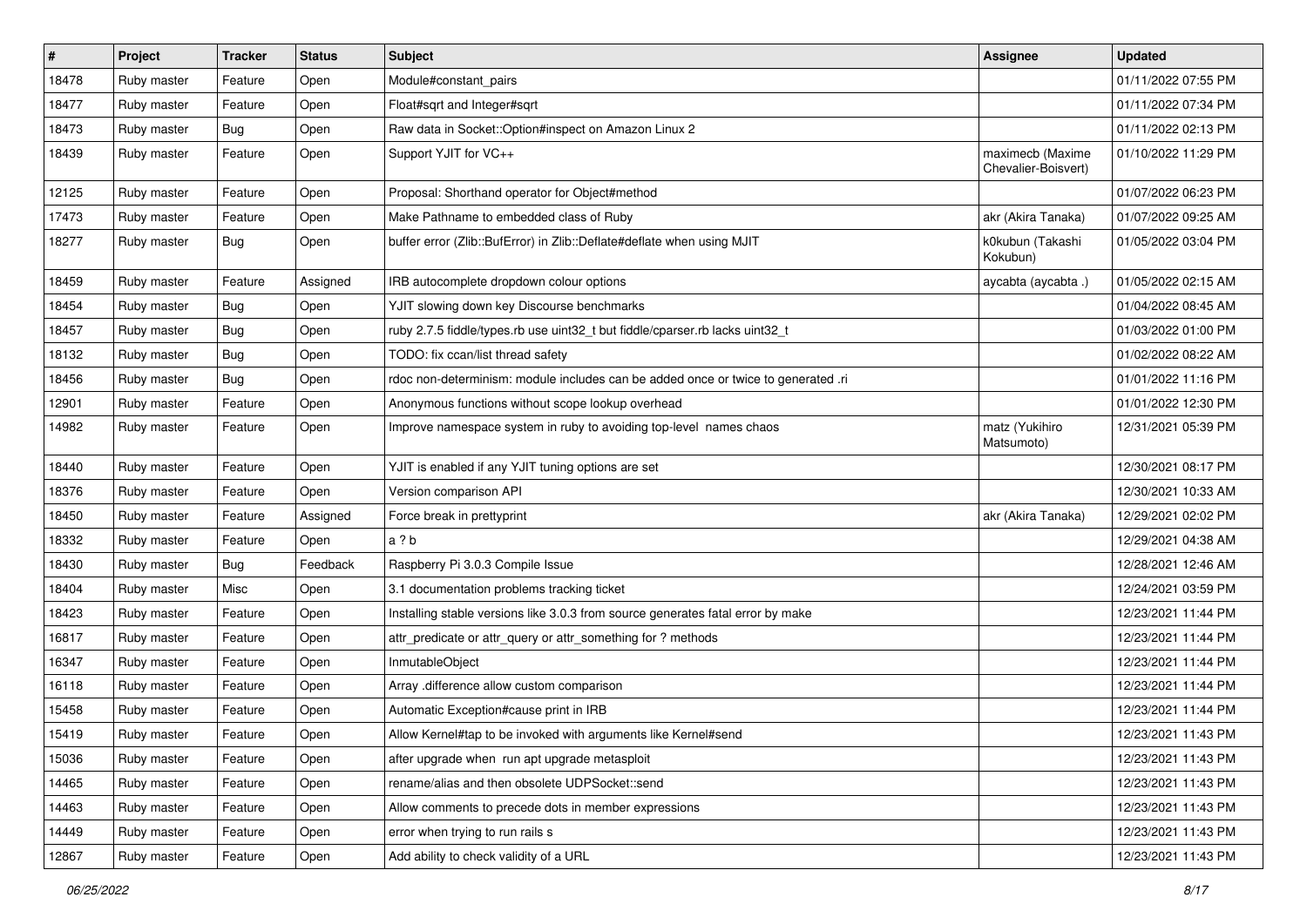| # | Project | Tracker | Status | Subject | Assignee | Updated |
|---|---|---|---|---|---|---|
| 18478 | Ruby master | Feature | Open | Module#constant_pairs | | 01/11/2022 07:55 PM |
| 18477 | Ruby master | Feature | Open | Float#sqrt and Integer#sqrt | | 01/11/2022 07:34 PM |
| 18473 | Ruby master | Bug | Open | Raw data in Socket::Option#inspect on Amazon Linux 2 | | 01/11/2022 02:13 PM |
| 18439 | Ruby master | Feature | Open | Support YJIT for VC++ | maximecb (Maxime Chevalier-Boisvert) | 01/10/2022 11:29 PM |
| 12125 | Ruby master | Feature | Open | Proposal: Shorthand operator for Object#method | | 01/07/2022 06:23 PM |
| 17473 | Ruby master | Feature | Open | Make Pathname to embedded class of Ruby | akr (Akira Tanaka) | 01/07/2022 09:25 AM |
| 18277 | Ruby master | Bug | Open | buffer error (Zlib::BufError) in Zlib::Deflate#deflate when using MJIT | k0kubun (Takashi Kokubun) | 01/05/2022 03:04 PM |
| 18459 | Ruby master | Feature | Assigned | IRB autocomplete dropdown colour options | aycabta (aycabta .) | 01/05/2022 02:15 AM |
| 18454 | Ruby master | Bug | Open | YJIT slowing down key Discourse benchmarks | | 01/04/2022 08:45 AM |
| 18457 | Ruby master | Bug | Open | ruby 2.7.5 fiddle/types.rb use uint32_t but fiddle/cparser.rb lacks uint32_t | | 01/03/2022 01:00 PM |
| 18132 | Ruby master | Bug | Open | TODO: fix ccan/list thread safety | | 01/02/2022 08:22 AM |
| 18456 | Ruby master | Bug | Open | rdoc non-determinism: module includes can be added once or twice to generated .ri | | 01/01/2022 11:16 PM |
| 12901 | Ruby master | Feature | Open | Anonymous functions without scope lookup overhead | | 01/01/2022 12:30 PM |
| 14982 | Ruby master | Feature | Open | Improve namespace system in ruby to avoiding top-level names chaos | matz (Yukihiro Matsumoto) | 12/31/2021 05:39 PM |
| 18440 | Ruby master | Feature | Open | YJIT is enabled if any YJIT tuning options are set | | 12/30/2021 08:17 PM |
| 18376 | Ruby master | Feature | Open | Version comparison API | | 12/30/2021 10:33 AM |
| 18450 | Ruby master | Feature | Assigned | Force break in prettyprint | akr (Akira Tanaka) | 12/29/2021 02:02 PM |
| 18332 | Ruby master | Feature | Open | a ? b | | 12/29/2021 04:38 AM |
| 18430 | Ruby master | Bug | Feedback | Raspberry Pi 3.0.3 Compile Issue | | 12/28/2021 12:46 AM |
| 18404 | Ruby master | Misc | Open | 3.1 documentation problems tracking ticket | | 12/24/2021 03:59 PM |
| 18423 | Ruby master | Feature | Open | Installing stable versions like 3.0.3 from source generates fatal error by make | | 12/23/2021 11:44 PM |
| 16817 | Ruby master | Feature | Open | attr_predicate or attr_query or attr_something for ? methods | | 12/23/2021 11:44 PM |
| 16347 | Ruby master | Feature | Open | InmutableObject | | 12/23/2021 11:44 PM |
| 16118 | Ruby master | Feature | Open | Array .difference allow custom comparison | | 12/23/2021 11:44 PM |
| 15458 | Ruby master | Feature | Open | Automatic Exception#cause print in IRB | | 12/23/2021 11:44 PM |
| 15419 | Ruby master | Feature | Open | Allow Kernel#tap to be invoked with arguments like Kernel#send | | 12/23/2021 11:43 PM |
| 15036 | Ruby master | Feature | Open | after upgrade when run apt upgrade metasploit | | 12/23/2021 11:43 PM |
| 14465 | Ruby master | Feature | Open | rename/alias and then obsolete UDPSocket::send | | 12/23/2021 11:43 PM |
| 14463 | Ruby master | Feature | Open | Allow comments to precede dots in member expressions | | 12/23/2021 11:43 PM |
| 14449 | Ruby master | Feature | Open | error when trying to run rails s | | 12/23/2021 11:43 PM |
| 12867 | Ruby master | Feature | Open | Add ability to check validity of a URL | | 12/23/2021 11:43 PM |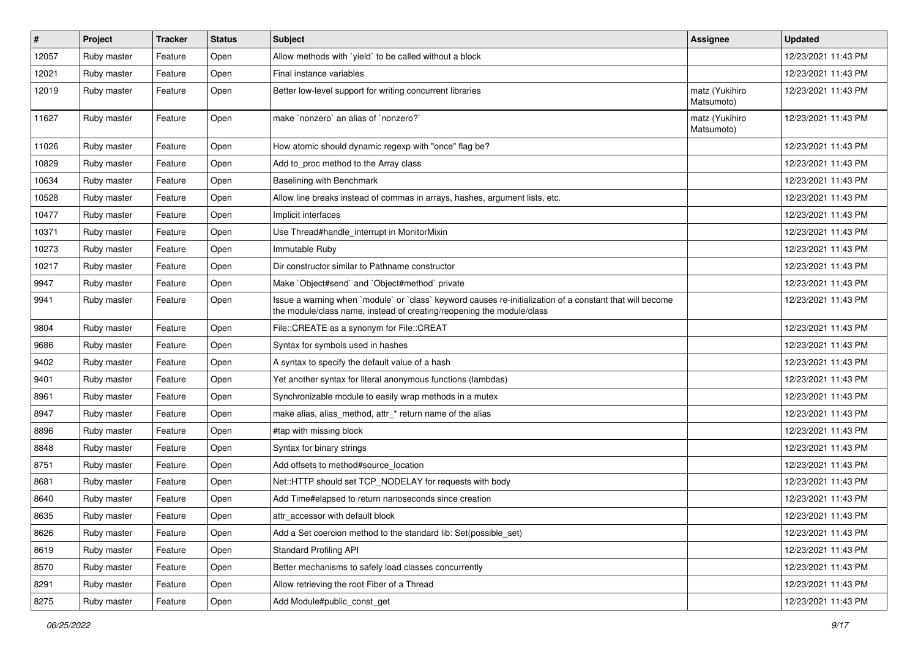| # | Project | Tracker | Status | Subject | Assignee | Updated |
|---|---|---|---|---|---|---|
| 12057 | Ruby master | Feature | Open | Allow methods with `yield` to be called without a block | | 12/23/2021 11:43 PM |
| 12021 | Ruby master | Feature | Open | Final instance variables | | 12/23/2021 11:43 PM |
| 12019 | Ruby master | Feature | Open | Better low-level support for writing concurrent libraries | matz (Yukihiro Matsumoto) | 12/23/2021 11:43 PM |
| 11627 | Ruby master | Feature | Open | make `nonzero` an alias of `nonzero?` | matz (Yukihiro Matsumoto) | 12/23/2021 11:43 PM |
| 11026 | Ruby master | Feature | Open | How atomic should dynamic regexp with "once" flag be? | | 12/23/2021 11:43 PM |
| 10829 | Ruby master | Feature | Open | Add to_proc method to the Array class | | 12/23/2021 11:43 PM |
| 10634 | Ruby master | Feature | Open | Baselining with Benchmark | | 12/23/2021 11:43 PM |
| 10528 | Ruby master | Feature | Open | Allow line breaks instead of commas in arrays, hashes, argument lists, etc. | | 12/23/2021 11:43 PM |
| 10477 | Ruby master | Feature | Open | Implicit interfaces | | 12/23/2021 11:43 PM |
| 10371 | Ruby master | Feature | Open | Use Thread#handle_interrupt in MonitorMixin | | 12/23/2021 11:43 PM |
| 10273 | Ruby master | Feature | Open | Immutable Ruby | | 12/23/2021 11:43 PM |
| 10217 | Ruby master | Feature | Open | Dir constructor similar to Pathname constructor | | 12/23/2021 11:43 PM |
| 9947 | Ruby master | Feature | Open | Make `Object#send` and `Object#method` private | | 12/23/2021 11:43 PM |
| 9941 | Ruby master | Feature | Open | Issue a warning when `module` or `class` keyword causes re-initialization of a constant that will become the module/class name, instead of creating/reopening the module/class | | 12/23/2021 11:43 PM |
| 9804 | Ruby master | Feature | Open | File::CREATE as a synonym for File::CREAT | | 12/23/2021 11:43 PM |
| 9686 | Ruby master | Feature | Open | Syntax for symbols used in hashes | | 12/23/2021 11:43 PM |
| 9402 | Ruby master | Feature | Open | A syntax to specify the default value of a hash | | 12/23/2021 11:43 PM |
| 9401 | Ruby master | Feature | Open | Yet another syntax for literal anonymous functions (lambdas) | | 12/23/2021 11:43 PM |
| 8961 | Ruby master | Feature | Open | Synchronizable module to easily wrap methods in a mutex | | 12/23/2021 11:43 PM |
| 8947 | Ruby master | Feature | Open | make alias, alias_method, attr_* return name of the alias | | 12/23/2021 11:43 PM |
| 8896 | Ruby master | Feature | Open | #tap with missing block | | 12/23/2021 11:43 PM |
| 8848 | Ruby master | Feature | Open | Syntax for binary strings | | 12/23/2021 11:43 PM |
| 8751 | Ruby master | Feature | Open | Add offsets to method#source_location | | 12/23/2021 11:43 PM |
| 8681 | Ruby master | Feature | Open | Net::HTTP should set TCP_NODELAY for requests with body | | 12/23/2021 11:43 PM |
| 8640 | Ruby master | Feature | Open | Add Time#elapsed to return nanoseconds since creation | | 12/23/2021 11:43 PM |
| 8635 | Ruby master | Feature | Open | attr_accessor with default block | | 12/23/2021 11:43 PM |
| 8626 | Ruby master | Feature | Open | Add a Set coercion method to the standard lib: Set(possible_set) | | 12/23/2021 11:43 PM |
| 8619 | Ruby master | Feature | Open | Standard Profiling API | | 12/23/2021 11:43 PM |
| 8570 | Ruby master | Feature | Open | Better mechanisms to safely load classes concurrently | | 12/23/2021 11:43 PM |
| 8291 | Ruby master | Feature | Open | Allow retrieving the root Fiber of a Thread | | 12/23/2021 11:43 PM |
| 8275 | Ruby master | Feature | Open | Add Module#public_const_get | | 12/23/2021 11:43 PM |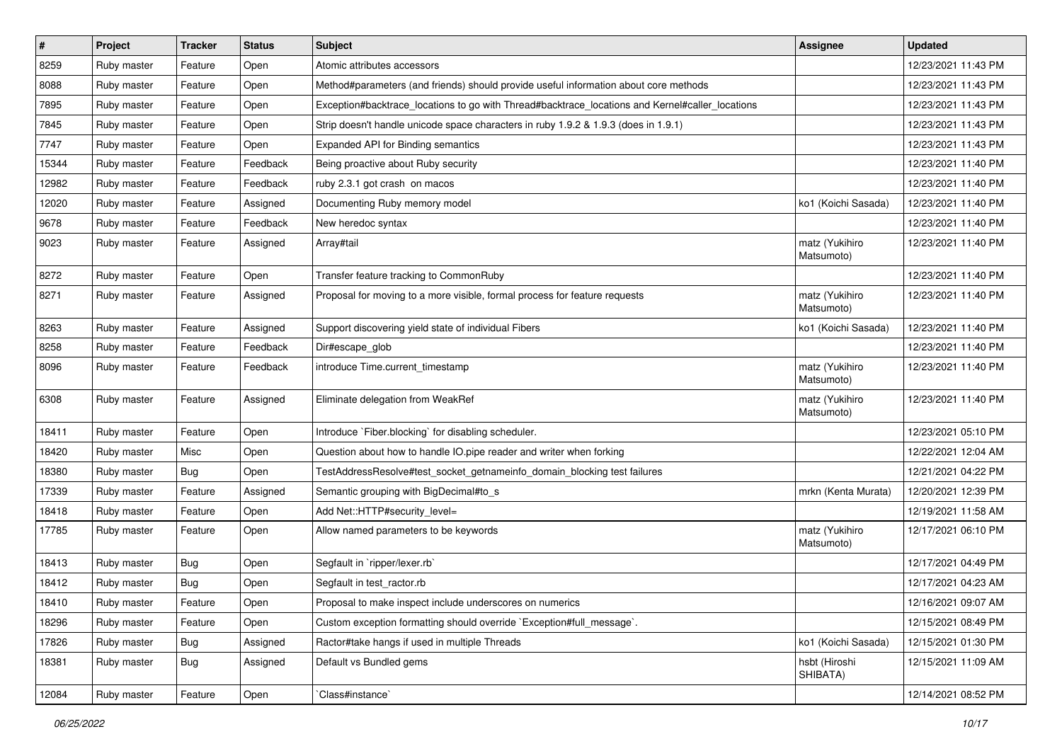| # | Project | Tracker | Status | Subject | Assignee | Updated |
| --- | --- | --- | --- | --- | --- | --- |
| 8259 | Ruby master | Feature | Open | Atomic attributes accessors | | 12/23/2021 11:43 PM |
| 8088 | Ruby master | Feature | Open | Method#parameters (and friends) should provide useful information about core methods | | 12/23/2021 11:43 PM |
| 7895 | Ruby master | Feature | Open | Exception#backtrace_locations to go with Thread#backtrace_locations and Kernel#caller_locations | | 12/23/2021 11:43 PM |
| 7845 | Ruby master | Feature | Open | Strip doesn't handle unicode space characters in ruby 1.9.2 & 1.9.3 (does in 1.9.1) | | 12/23/2021 11:43 PM |
| 7747 | Ruby master | Feature | Open | Expanded API for Binding semantics | | 12/23/2021 11:43 PM |
| 15344 | Ruby master | Feature | Feedback | Being proactive about Ruby security | | 12/23/2021 11:40 PM |
| 12982 | Ruby master | Feature | Feedback | ruby 2.3.1 got crash on macos | | 12/23/2021 11:40 PM |
| 12020 | Ruby master | Feature | Assigned | Documenting Ruby memory model | ko1 (Koichi Sasada) | 12/23/2021 11:40 PM |
| 9678 | Ruby master | Feature | Feedback | New heredoc syntax | | 12/23/2021 11:40 PM |
| 9023 | Ruby master | Feature | Assigned | Array#tail | matz (Yukihiro Matsumoto) | 12/23/2021 11:40 PM |
| 8272 | Ruby master | Feature | Open | Transfer feature tracking to CommonRuby | | 12/23/2021 11:40 PM |
| 8271 | Ruby master | Feature | Assigned | Proposal for moving to a more visible, formal process for feature requests | matz (Yukihiro Matsumoto) | 12/23/2021 11:40 PM |
| 8263 | Ruby master | Feature | Assigned | Support discovering yield state of individual Fibers | ko1 (Koichi Sasada) | 12/23/2021 11:40 PM |
| 8258 | Ruby master | Feature | Feedback | Dir#escape_glob | | 12/23/2021 11:40 PM |
| 8096 | Ruby master | Feature | Feedback | introduce Time.current_timestamp | matz (Yukihiro Matsumoto) | 12/23/2021 11:40 PM |
| 6308 | Ruby master | Feature | Assigned | Eliminate delegation from WeakRef | matz (Yukihiro Matsumoto) | 12/23/2021 11:40 PM |
| 18411 | Ruby master | Feature | Open | Introduce `Fiber.blocking` for disabling scheduler. | | 12/23/2021 05:10 PM |
| 18420 | Ruby master | Misc | Open | Question about how to handle IO.pipe reader and writer when forking | | 12/22/2021 12:04 AM |
| 18380 | Ruby master | Bug | Open | TestAddressResolve#test_socket_getnameinfo_domain_blocking test failures | | 12/21/2021 04:22 PM |
| 17339 | Ruby master | Feature | Assigned | Semantic grouping with BigDecimal#to_s | mrkn (Kenta Murata) | 12/20/2021 12:39 PM |
| 18418 | Ruby master | Feature | Open | Add Net::HTTP#security_level= | | 12/19/2021 11:58 AM |
| 17785 | Ruby master | Feature | Open | Allow named parameters to be keywords | matz (Yukihiro Matsumoto) | 12/17/2021 06:10 PM |
| 18413 | Ruby master | Bug | Open | Segfault in `ripper/lexer.rb` | | 12/17/2021 04:49 PM |
| 18412 | Ruby master | Bug | Open | Segfault in test_ractor.rb | | 12/17/2021 04:23 AM |
| 18410 | Ruby master | Feature | Open | Proposal to make inspect include underscores on numerics | | 12/16/2021 09:07 AM |
| 18296 | Ruby master | Feature | Open | Custom exception formatting should override `Exception#full_message`. | | 12/15/2021 08:49 PM |
| 17826 | Ruby master | Bug | Assigned | Ractor#take hangs if used in multiple Threads | ko1 (Koichi Sasada) | 12/15/2021 01:30 PM |
| 18381 | Ruby master | Bug | Assigned | Default vs Bundled gems | hsbt (Hiroshi SHIBATA) | 12/15/2021 11:09 AM |
| 12084 | Ruby master | Feature | Open | `Class#instance` | | 12/14/2021 08:52 PM |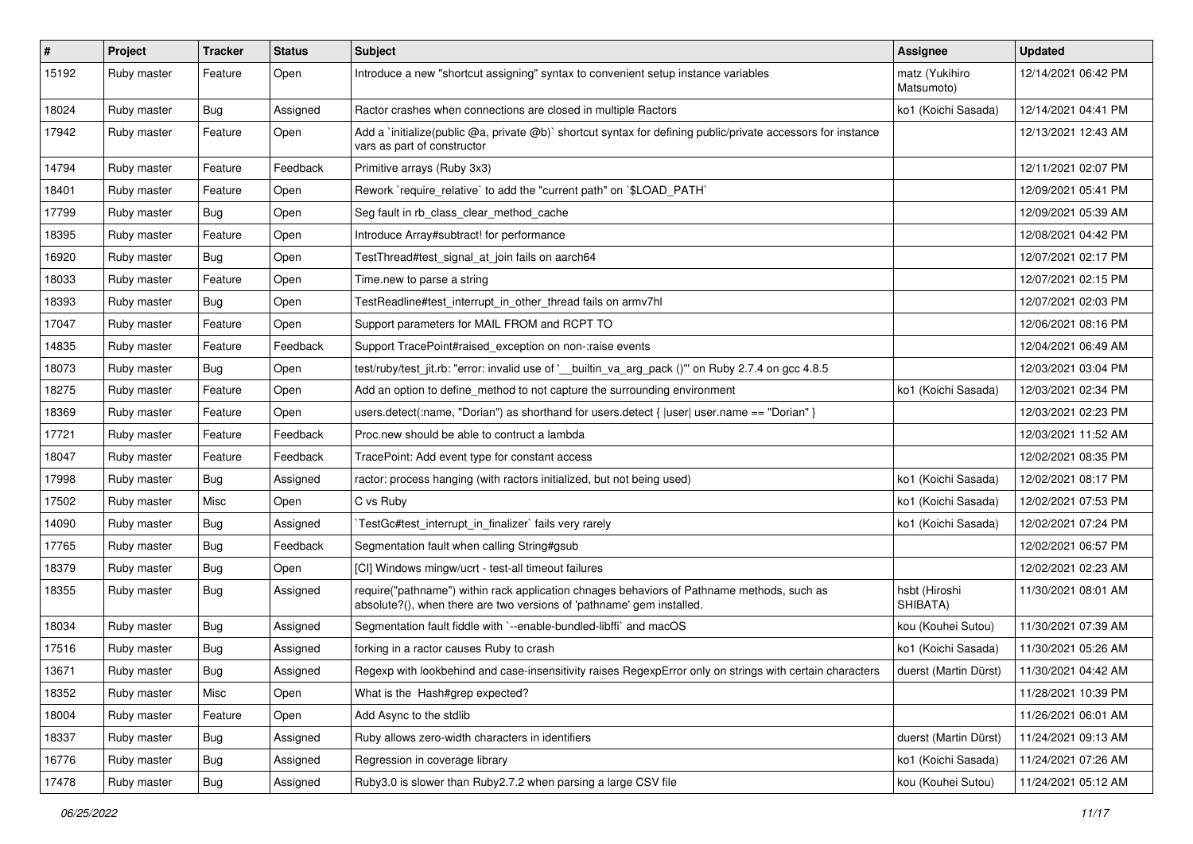| # | Project | Tracker | Status | Subject | Assignee | Updated |
|---|---|---|---|---|---|---|
| 15192 | Ruby master | Feature | Open | Introduce a new "shortcut assigning" syntax to convenient setup instance variables | matz (Yukihiro Matsumoto) | 12/14/2021 06:42 PM |
| 18024 | Ruby master | Bug | Assigned | Ractor crashes when connections are closed in multiple Ractors | ko1 (Koichi Sasada) | 12/14/2021 04:41 PM |
| 17942 | Ruby master | Feature | Open | Add a `initialize(public @a, private @b)` shortcut syntax for defining public/private accessors for instance vars as part of constructor | | 12/13/2021 12:43 AM |
| 14794 | Ruby master | Feature | Feedback | Primitive arrays (Ruby 3x3) | | 12/11/2021 02:07 PM |
| 18401 | Ruby master | Feature | Open | Rework `require_relative` to add the "current path" on `$LOAD_PATH` | | 12/09/2021 05:41 PM |
| 17799 | Ruby master | Bug | Open | Seg fault in rb_class_clear_method_cache | | 12/09/2021 05:39 AM |
| 18395 | Ruby master | Feature | Open | Introduce Array#subtract! for performance | | 12/08/2021 04:42 PM |
| 16920 | Ruby master | Bug | Open | TestThread#test_signal_at_join fails on aarch64 | | 12/07/2021 02:17 PM |
| 18033 | Ruby master | Feature | Open | Time.new to parse a string | | 12/07/2021 02:15 PM |
| 18393 | Ruby master | Bug | Open | TestReadline#test_interrupt_in_other_thread fails on armv7hl | | 12/07/2021 02:03 PM |
| 17047 | Ruby master | Feature | Open | Support parameters for MAIL FROM and RCPT TO | | 12/06/2021 08:16 PM |
| 14835 | Ruby master | Feature | Feedback | Support TracePoint#raised_exception on non-:raise events | | 12/04/2021 06:49 AM |
| 18073 | Ruby master | Bug | Open | test/ruby/test_jit.rb: "error: invalid use of '__builtin_va_arg_pack ()'" on Ruby 2.7.4 on gcc 4.8.5 | | 12/03/2021 03:04 PM |
| 18275 | Ruby master | Feature | Open | Add an option to define_method to not capture the surrounding environment | ko1 (Koichi Sasada) | 12/03/2021 02:34 PM |
| 18369 | Ruby master | Feature | Open | users.detect(:name, "Dorian") as shorthand for users.detect { \|user\| user.name == "Dorian" } | | 12/03/2021 02:23 PM |
| 17721 | Ruby master | Feature | Feedback | Proc.new should be able to contruct a lambda | | 12/03/2021 11:52 AM |
| 18047 | Ruby master | Feature | Feedback | TracePoint: Add event type for constant access | | 12/02/2021 08:35 PM |
| 17998 | Ruby master | Bug | Assigned | ractor: process hanging (with ractors initialized, but not being used) | ko1 (Koichi Sasada) | 12/02/2021 08:17 PM |
| 17502 | Ruby master | Misc | Open | C vs Ruby | ko1 (Koichi Sasada) | 12/02/2021 07:53 PM |
| 14090 | Ruby master | Bug | Assigned | `TestGc#test_interrupt_in_finalizer` fails very rarely | ko1 (Koichi Sasada) | 12/02/2021 07:24 PM |
| 17765 | Ruby master | Bug | Feedback | Segmentation fault when calling String#gsub | | 12/02/2021 06:57 PM |
| 18379 | Ruby master | Bug | Open | [CI] Windows mingw/ucrt - test-all timeout failures | | 12/02/2021 02:23 AM |
| 18355 | Ruby master | Bug | Assigned | require("pathname") within rack application chnages behaviors of Pathname methods, such as absolute?(), when there are two versions of 'pathname' gem installed. | hsbt (Hiroshi SHIBATA) | 11/30/2021 08:01 AM |
| 18034 | Ruby master | Bug | Assigned | Segmentation fault fiddle with `--enable-bundled-libffi` and macOS | kou (Kouhei Sutou) | 11/30/2021 07:39 AM |
| 17516 | Ruby master | Bug | Assigned | forking in a ractor causes Ruby to crash | ko1 (Koichi Sasada) | 11/30/2021 05:26 AM |
| 13671 | Ruby master | Bug | Assigned | Regexp with lookbehind and case-insensitivity raises RegexpError only on strings with certain characters | duerst (Martin Dürst) | 11/30/2021 04:42 AM |
| 18352 | Ruby master | Misc | Open | What is the Hash#grep expected? | | 11/28/2021 10:39 PM |
| 18004 | Ruby master | Feature | Open | Add Async to the stdlib | | 11/26/2021 06:01 AM |
| 18337 | Ruby master | Bug | Assigned | Ruby allows zero-width characters in identifiers | duerst (Martin Dürst) | 11/24/2021 09:13 AM |
| 16776 | Ruby master | Bug | Assigned | Regression in coverage library | ko1 (Koichi Sasada) | 11/24/2021 07:26 AM |
| 17478 | Ruby master | Bug | Assigned | Ruby3.0 is slower than Ruby2.7.2 when parsing a large CSV file | kou (Kouhei Sutou) | 11/24/2021 05:12 AM |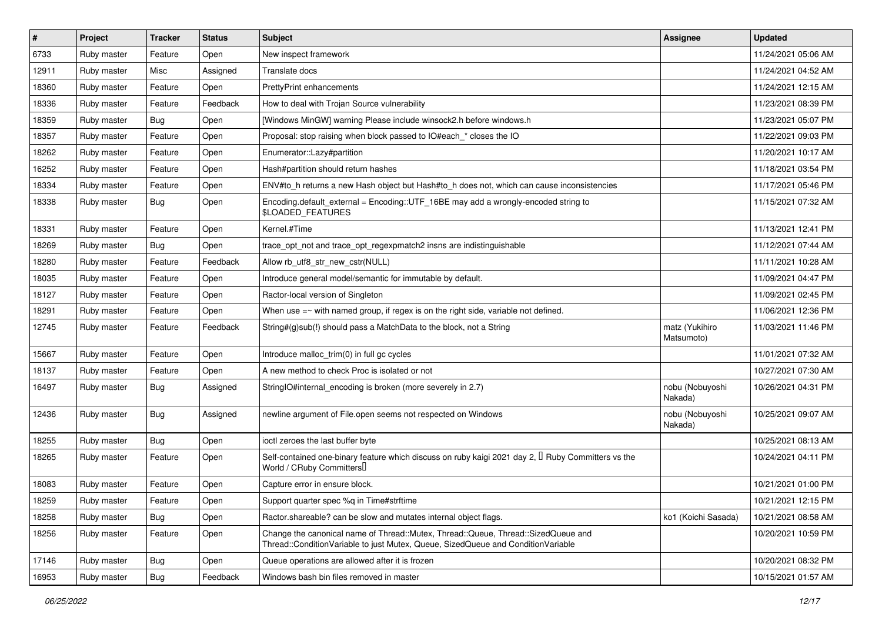| # | Project | Tracker | Status | Subject | Assignee | Updated |
|---|---|---|---|---|---|---|
| 6733 | Ruby master | Feature | Open | New inspect framework | | 11/24/2021 05:06 AM |
| 12911 | Ruby master | Misc | Assigned | Translate docs | | 11/24/2021 04:52 AM |
| 18360 | Ruby master | Feature | Open | PrettyPrint enhancements | | 11/24/2021 12:15 AM |
| 18336 | Ruby master | Feature | Feedback | How to deal with Trojan Source vulnerability | | 11/23/2021 08:39 PM |
| 18359 | Ruby master | Bug | Open | [Windows MinGW] warning Please include winsock2.h before windows.h | | 11/23/2021 05:07 PM |
| 18357 | Ruby master | Feature | Open | Proposal: stop raising when block passed to IO#each_* closes the IO | | 11/22/2021 09:03 PM |
| 18262 | Ruby master | Feature | Open | Enumerator::Lazy#partition | | 11/20/2021 10:17 AM |
| 16252 | Ruby master | Feature | Open | Hash#partition should return hashes | | 11/18/2021 03:54 PM |
| 18334 | Ruby master | Feature | Open | ENV#to_h returns a new Hash object but Hash#to_h does not, which can cause inconsistencies | | 11/17/2021 05:46 PM |
| 18338 | Ruby master | Bug | Open | Encoding.default_external = Encoding::UTF_16BE may add a wrongly-encoded string to $LOADED_FEATURES | | 11/15/2021 07:32 AM |
| 18331 | Ruby master | Feature | Open | Kernel.#Time | | 11/13/2021 12:41 PM |
| 18269 | Ruby master | Bug | Open | trace_opt_not and trace_opt_regexpmatch2 insns are indistinguishable | | 11/12/2021 07:44 AM |
| 18280 | Ruby master | Feature | Feedback | Allow rb_utf8_str_new_cstr(NULL) | | 11/11/2021 10:28 AM |
| 18035 | Ruby master | Feature | Open | Introduce general model/semantic for immutable by default. | | 11/09/2021 04:47 PM |
| 18127 | Ruby master | Feature | Open | Ractor-local version of Singleton | | 11/09/2021 02:45 PM |
| 18291 | Ruby master | Feature | Open | When use =~ with named group, if regex is on the right side, variable not defined. | | 11/06/2021 12:36 PM |
| 12745 | Ruby master | Feature | Feedback | String#(g)sub(!) should pass a MatchData to the block, not a String | matz (Yukihiro Matsumoto) | 11/03/2021 11:46 PM |
| 15667 | Ruby master | Feature | Open | Introduce malloc_trim(0) in full gc cycles | | 11/01/2021 07:32 AM |
| 18137 | Ruby master | Feature | Open | A new method to check Proc is isolated or not | | 10/27/2021 07:30 AM |
| 16497 | Ruby master | Bug | Assigned | StringIO#internal_encoding is broken (more severely in 2.7) | nobu (Nobuyoshi Nakada) | 10/26/2021 04:31 PM |
| 12436 | Ruby master | Bug | Assigned | newline argument of File.open seems not respected on Windows | nobu (Nobuyoshi Nakada) | 10/25/2021 09:07 AM |
| 18255 | Ruby master | Bug | Open | ioctl zeroes the last buffer byte | | 10/25/2021 08:13 AM |
| 18265 | Ruby master | Feature | Open | Self-contained one-binary feature which discuss on ruby kaigi 2021 day 2, 「Ruby Committers vs the World / CRuby Committers」 | | 10/24/2021 04:11 PM |
| 18083 | Ruby master | Feature | Open | Capture error in ensure block. | | 10/21/2021 01:00 PM |
| 18259 | Ruby master | Feature | Open | Support quarter spec %q in Time#strftime | | 10/21/2021 12:15 PM |
| 18258 | Ruby master | Bug | Open | Ractor.shareable? can be slow and mutates internal object flags. | ko1 (Koichi Sasada) | 10/21/2021 08:58 AM |
| 18256 | Ruby master | Feature | Open | Change the canonical name of Thread::Mutex, Thread::Queue, Thread::SizedQueue and Thread::ConditionVariable to just Mutex, Queue, SizedQueue and ConditionVariable | | 10/20/2021 10:59 PM |
| 17146 | Ruby master | Bug | Open | Queue operations are allowed after it is frozen | | 10/20/2021 08:32 PM |
| 16953 | Ruby master | Bug | Feedback | Windows bash bin files removed in master | | 10/15/2021 01:57 AM |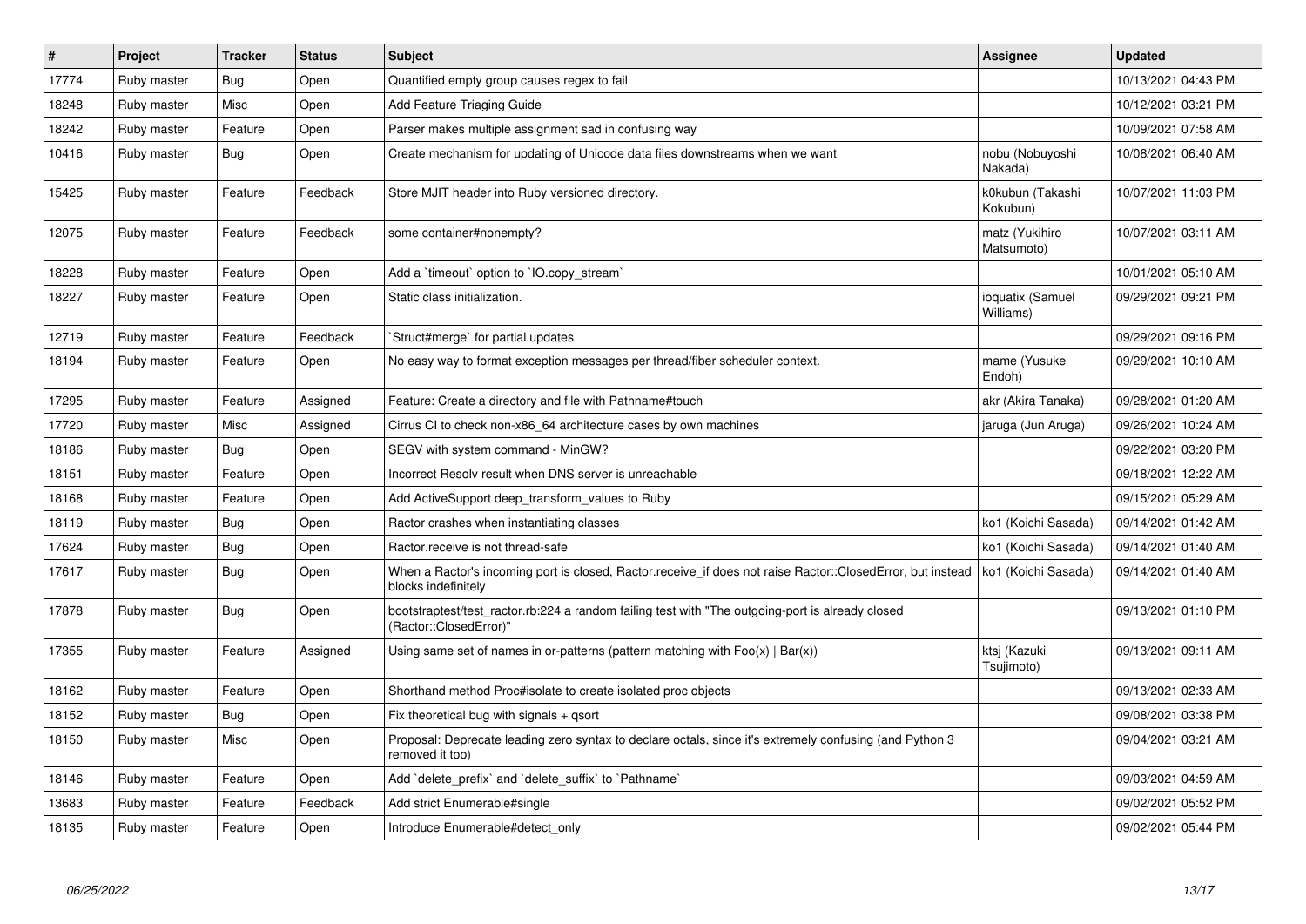| # | Project | Tracker | Status | Subject | Assignee | Updated |
|---|---|---|---|---|---|---|
| 17774 | Ruby master | Bug | Open | Quantified empty group causes regex to fail | | 10/13/2021 04:43 PM |
| 18248 | Ruby master | Misc | Open | Add Feature Triaging Guide | | 10/12/2021 03:21 PM |
| 18242 | Ruby master | Feature | Open | Parser makes multiple assignment sad in confusing way | | 10/09/2021 07:58 AM |
| 10416 | Ruby master | Bug | Open | Create mechanism for updating of Unicode data files downstreams when we want | nobu (Nobuyoshi Nakada) | 10/08/2021 06:40 AM |
| 15425 | Ruby master | Feature | Feedback | Store MJIT header into Ruby versioned directory. | k0kubun (Takashi Kokubun) | 10/07/2021 11:03 PM |
| 12075 | Ruby master | Feature | Feedback | some container#nonempty? | matz (Yukihiro Matsumoto) | 10/07/2021 03:11 AM |
| 18228 | Ruby master | Feature | Open | Add a `timeout` option to `IO.copy_stream` | | 10/01/2021 05:10 AM |
| 18227 | Ruby master | Feature | Open | Static class initialization. | ioquatix (Samuel Williams) | 09/29/2021 09:21 PM |
| 12719 | Ruby master | Feature | Feedback | `Struct#merge` for partial updates | | 09/29/2021 09:16 PM |
| 18194 | Ruby master | Feature | Open | No easy way to format exception messages per thread/fiber scheduler context. | mame (Yusuke Endoh) | 09/29/2021 10:10 AM |
| 17295 | Ruby master | Feature | Assigned | Feature: Create a directory and file with Pathname#touch | akr (Akira Tanaka) | 09/28/2021 01:20 AM |
| 17720 | Ruby master | Misc | Assigned | Cirrus CI to check non-x86_64 architecture cases by own machines | jaruga (Jun Aruga) | 09/26/2021 10:24 AM |
| 18186 | Ruby master | Bug | Open | SEGV with system command - MinGW? | | 09/22/2021 03:20 PM |
| 18151 | Ruby master | Feature | Open | Incorrect Resolv result when DNS server is unreachable | | 09/18/2021 12:22 AM |
| 18168 | Ruby master | Feature | Open | Add ActiveSupport deep_transform_values to Ruby | | 09/15/2021 05:29 AM |
| 18119 | Ruby master | Bug | Open | Ractor crashes when instantiating classes | ko1 (Koichi Sasada) | 09/14/2021 01:42 AM |
| 17624 | Ruby master | Bug | Open | Ractor.receive is not thread-safe | ko1 (Koichi Sasada) | 09/14/2021 01:40 AM |
| 17617 | Ruby master | Bug | Open | When a Ractor's incoming port is closed, Ractor.receive_if does not raise Ractor::ClosedError, but instead blocks indefinitely | ko1 (Koichi Sasada) | 09/14/2021 01:40 AM |
| 17878 | Ruby master | Bug | Open | bootstraptest/test_ractor.rb:224 a random failing test with "The outgoing-port is already closed (Ractor::ClosedError)" | | 09/13/2021 01:10 PM |
| 17355 | Ruby master | Feature | Assigned | Using same set of names in or-patterns (pattern matching with Foo(x) \| Bar(x)) | ktsj (Kazuki Tsujimoto) | 09/13/2021 09:11 AM |
| 18162 | Ruby master | Feature | Open | Shorthand method Proc#isolate to create isolated proc objects | | 09/13/2021 02:33 AM |
| 18152 | Ruby master | Bug | Open | Fix theoretical bug with signals + qsort | | 09/08/2021 03:38 PM |
| 18150 | Ruby master | Misc | Open | Proposal: Deprecate leading zero syntax to declare octals, since it's extremely confusing (and Python 3 removed it too) | | 09/04/2021 03:21 AM |
| 18146 | Ruby master | Feature | Open | Add `delete_prefix` and `delete_suffix` to `Pathname` | | 09/03/2021 04:59 AM |
| 13683 | Ruby master | Feature | Feedback | Add strict Enumerable#single | | 09/02/2021 05:52 PM |
| 18135 | Ruby master | Feature | Open | Introduce Enumerable#detect_only | | 09/02/2021 05:44 PM |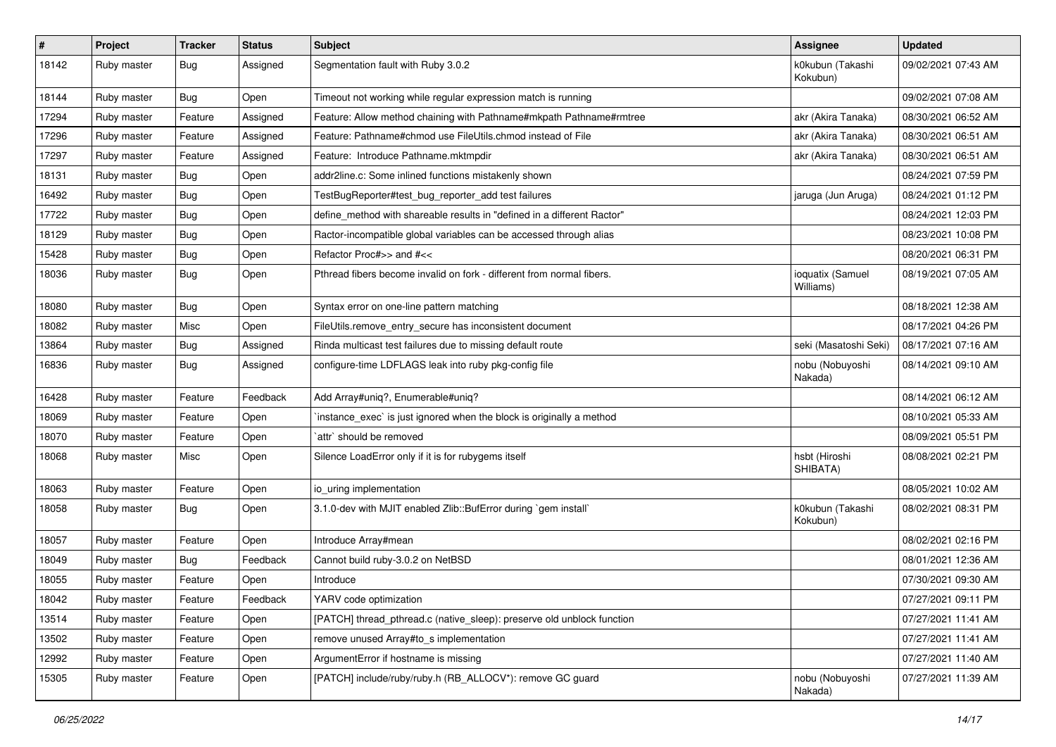| # | Project | Tracker | Status | Subject | Assignee | Updated |
|---|---|---|---|---|---|---|
| 18142 | Ruby master | Bug | Assigned | Segmentation fault with Ruby 3.0.2 | k0kubun (Takashi Kokubun) | 09/02/2021 07:43 AM |
| 18144 | Ruby master | Bug | Open | Timeout not working while regular expression match is running | | 09/02/2021 07:08 AM |
| 17294 | Ruby master | Feature | Assigned | Feature: Allow method chaining with Pathname#mkpath Pathname#rmtree | akr (Akira Tanaka) | 08/30/2021 06:52 AM |
| 17296 | Ruby master | Feature | Assigned | Feature: Pathname#chmod use FileUtils.chmod instead of File | akr (Akira Tanaka) | 08/30/2021 06:51 AM |
| 17297 | Ruby master | Feature | Assigned | Feature: Introduce Pathname.mktmpdir | akr (Akira Tanaka) | 08/30/2021 06:51 AM |
| 18131 | Ruby master | Bug | Open | addr2line.c: Some inlined functions mistakenly shown | | 08/24/2021 07:59 PM |
| 16492 | Ruby master | Bug | Open | TestBugReporter#test_bug_reporter_add test failures | jaruga (Jun Aruga) | 08/24/2021 01:12 PM |
| 17722 | Ruby master | Bug | Open | define_method with shareable results in "defined in a different Ractor" | | 08/24/2021 12:03 PM |
| 18129 | Ruby master | Bug | Open | Ractor-incompatible global variables can be accessed through alias | | 08/23/2021 10:08 PM |
| 15428 | Ruby master | Bug | Open | Refactor Proc#>> and #<< | | 08/20/2021 06:31 PM |
| 18036 | Ruby master | Bug | Open | Pthread fibers become invalid on fork - different from normal fibers. | ioquatix (Samuel Williams) | 08/19/2021 07:05 AM |
| 18080 | Ruby master | Bug | Open | Syntax error on one-line pattern matching | | 08/18/2021 12:38 AM |
| 18082 | Ruby master | Misc | Open | FileUtils.remove_entry_secure has inconsistent document | | 08/17/2021 04:26 PM |
| 13864 | Ruby master | Bug | Assigned | Rinda multicast test failures due to missing default route | seki (Masatoshi Seki) | 08/17/2021 07:16 AM |
| 16836 | Ruby master | Bug | Assigned | configure-time LDFLAGS leak into ruby pkg-config file | nobu (Nobuyoshi Nakada) | 08/14/2021 09:10 AM |
| 16428 | Ruby master | Feature | Feedback | Add Array#uniq?, Enumerable#uniq? | | 08/14/2021 06:12 AM |
| 18069 | Ruby master | Feature | Open | `instance_exec` is just ignored when the block is originally a method | | 08/10/2021 05:33 AM |
| 18070 | Ruby master | Feature | Open | `attr` should be removed | | 08/09/2021 05:51 PM |
| 18068 | Ruby master | Misc | Open | Silence LoadError only if it is for rubygems itself | hsbt (Hiroshi SHIBATA) | 08/08/2021 02:21 PM |
| 18063 | Ruby master | Feature | Open | io_uring implementation | | 08/05/2021 10:02 AM |
| 18058 | Ruby master | Bug | Open | 3.1.0-dev with MJIT enabled Zlib::BufError during `gem install` | k0kubun (Takashi Kokubun) | 08/02/2021 08:31 PM |
| 18057 | Ruby master | Feature | Open | Introduce Array#mean | | 08/02/2021 02:16 PM |
| 18049 | Ruby master | Bug | Feedback | Cannot build ruby-3.0.2 on NetBSD | | 08/01/2021 12:36 AM |
| 18055 | Ruby master | Feature | Open | Introduce | | 07/30/2021 09:30 AM |
| 18042 | Ruby master | Feature | Feedback | YARV code optimization | | 07/27/2021 09:11 PM |
| 13514 | Ruby master | Feature | Open | [PATCH] thread_pthread.c (native_sleep): preserve old unblock function | | 07/27/2021 11:41 AM |
| 13502 | Ruby master | Feature | Open | remove unused Array#to_s implementation | | 07/27/2021 11:41 AM |
| 12992 | Ruby master | Feature | Open | ArgumentError if hostname is missing | | 07/27/2021 11:40 AM |
| 15305 | Ruby master | Feature | Open | [PATCH] include/ruby/ruby.h (RB_ALLOCV*): remove GC guard | nobu (Nobuyoshi Nakada) | 07/27/2021 11:39 AM |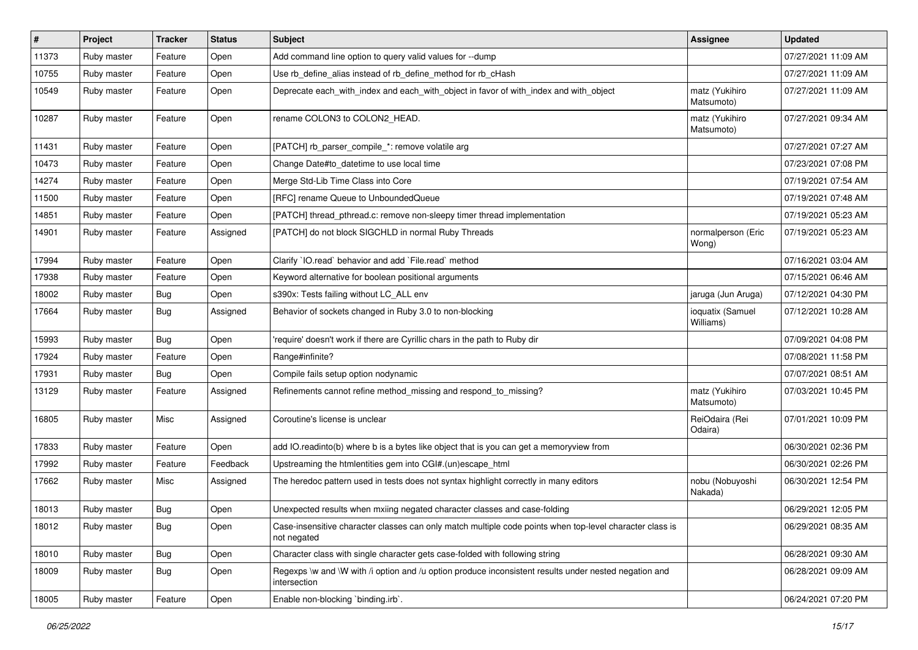| # | Project | Tracker | Status | Subject | Assignee | Updated |
|---|---|---|---|---|---|---|
| 11373 | Ruby master | Feature | Open | Add command line option to query valid values for --dump | | 07/27/2021 11:09 AM |
| 10755 | Ruby master | Feature | Open | Use rb_define_alias instead of rb_define_method for rb_cHash | | 07/27/2021 11:09 AM |
| 10549 | Ruby master | Feature | Open | Deprecate each_with_index and each_with_object in favor of with_index and with_object | matz (Yukihiro Matsumoto) | 07/27/2021 11:09 AM |
| 10287 | Ruby master | Feature | Open | rename COLON3 to COLON2_HEAD. | matz (Yukihiro Matsumoto) | 07/27/2021 09:34 AM |
| 11431 | Ruby master | Feature | Open | [PATCH] rb_parser_compile_*: remove volatile arg | | 07/27/2021 07:27 AM |
| 10473 | Ruby master | Feature | Open | Change Date#to_datetime to use local time | | 07/23/2021 07:08 PM |
| 14274 | Ruby master | Feature | Open | Merge Std-Lib Time Class into Core | | 07/19/2021 07:54 AM |
| 11500 | Ruby master | Feature | Open | [RFC] rename Queue to UnboundedQueue | | 07/19/2021 07:48 AM |
| 14851 | Ruby master | Feature | Open | [PATCH] thread_pthread.c: remove non-sleepy timer thread implementation | | 07/19/2021 05:23 AM |
| 14901 | Ruby master | Feature | Assigned | [PATCH] do not block SIGCHLD in normal Ruby Threads | normalperson (Eric Wong) | 07/19/2021 05:23 AM |
| 17994 | Ruby master | Feature | Open | Clarify `IO.read` behavior and add `File.read` method | | 07/16/2021 03:04 AM |
| 17938 | Ruby master | Feature | Open | Keyword alternative for boolean positional arguments | | 07/15/2021 06:46 AM |
| 18002 | Ruby master | Bug | Open | s390x: Tests failing without LC_ALL env | jaruga (Jun Aruga) | 07/12/2021 04:30 PM |
| 17664 | Ruby master | Bug | Assigned | Behavior of sockets changed in Ruby 3.0 to non-blocking | ioquatix (Samuel Williams) | 07/12/2021 10:28 AM |
| 15993 | Ruby master | Bug | Open | 'require' doesn't work if there are Cyrillic chars in the path to Ruby dir | | 07/09/2021 04:08 PM |
| 17924 | Ruby master | Feature | Open | Range#infinite? | | 07/08/2021 11:58 PM |
| 17931 | Ruby master | Bug | Open | Compile fails setup option nodynamic | | 07/07/2021 08:51 AM |
| 13129 | Ruby master | Feature | Assigned | Refinements cannot refine method_missing and respond_to_missing? | matz (Yukihiro Matsumoto) | 07/03/2021 10:45 PM |
| 16805 | Ruby master | Misc | Assigned | Coroutine's license is unclear | ReiOdaira (Rei Odaira) | 07/01/2021 10:09 PM |
| 17833 | Ruby master | Feature | Open | add IO.readinto(b) where b is a bytes like object that is you can get a memoryview from | | 06/30/2021 02:36 PM |
| 17992 | Ruby master | Feature | Feedback | Upstreaming the htmlentities gem into CGI#.(un)escape_html | | 06/30/2021 02:26 PM |
| 17662 | Ruby master | Misc | Assigned | The heredoc pattern used in tests does not syntax highlight correctly in many editors | nobu (Nobuyoshi Nakada) | 06/30/2021 12:54 PM |
| 18013 | Ruby master | Bug | Open | Unexpected results when mxiing negated character classes and case-folding | | 06/29/2021 12:05 PM |
| 18012 | Ruby master | Bug | Open | Case-insensitive character classes can only match multiple code points when top-level character class is not negated | | 06/29/2021 08:35 AM |
| 18010 | Ruby master | Bug | Open | Character class with single character gets case-folded with following string | | 06/28/2021 09:30 AM |
| 18009 | Ruby master | Bug | Open | Regexps \w and \W with /i option and /u option produce inconsistent results under nested negation and intersection | | 06/28/2021 09:09 AM |
| 18005 | Ruby master | Feature | Open | Enable non-blocking `binding.irb`. | | 06/24/2021 07:20 PM |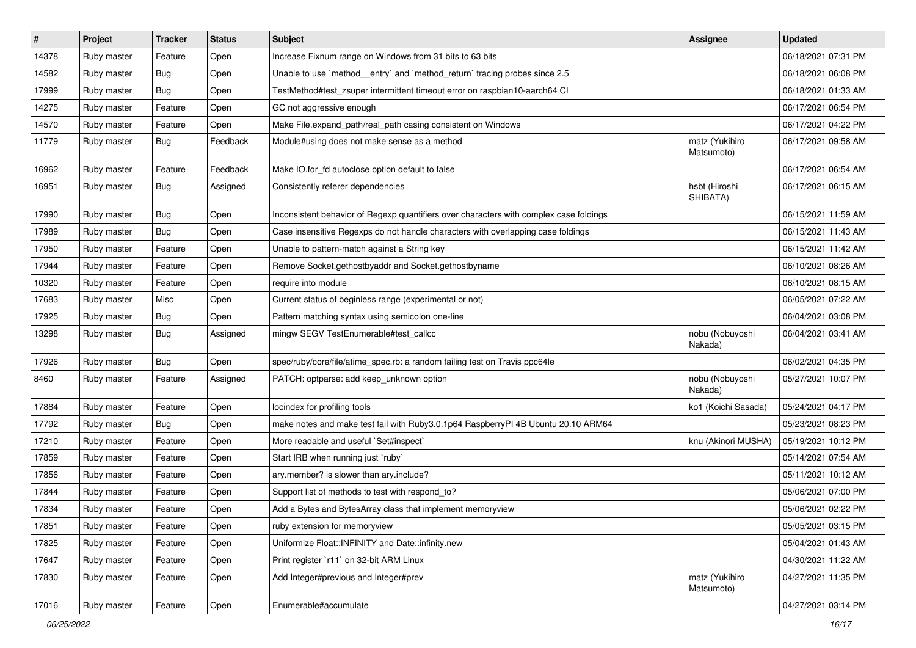| # | Project | Tracker | Status | Subject | Assignee | Updated |
|---|---|---|---|---|---|---|
| 14378 | Ruby master | Feature | Open | Increase Fixnum range on Windows from 31 bits to 63 bits | | 06/18/2021 07:31 PM |
| 14582 | Ruby master | Bug | Open | Unable to use `method__entry` and `method_return` tracing probes since 2.5 | | 06/18/2021 06:08 PM |
| 17999 | Ruby master | Bug | Open | TestMethod#test_zsuper intermittent timeout error on raspbian10-aarch64 CI | | 06/18/2021 01:33 AM |
| 14275 | Ruby master | Feature | Open | GC not aggressive enough | | 06/17/2021 06:54 PM |
| 14570 | Ruby master | Feature | Open | Make File.expand_path/real_path casing consistent on Windows | | 06/17/2021 04:22 PM |
| 11779 | Ruby master | Bug | Feedback | Module#using does not make sense as a method | matz (Yukihiro Matsumoto) | 06/17/2021 09:58 AM |
| 16962 | Ruby master | Feature | Feedback | Make IO.for_fd autoclose option default to false | | 06/17/2021 06:54 AM |
| 16951 | Ruby master | Bug | Assigned | Consistently referer dependencies | hsbt (Hiroshi SHIBATA) | 06/17/2021 06:15 AM |
| 17990 | Ruby master | Bug | Open | Inconsistent behavior of Regexp quantifiers over characters with complex case foldings | | 06/15/2021 11:59 AM |
| 17989 | Ruby master | Bug | Open | Case insensitive Regexps do not handle characters with overlapping case foldings | | 06/15/2021 11:43 AM |
| 17950 | Ruby master | Feature | Open | Unable to pattern-match against a String key | | 06/15/2021 11:42 AM |
| 17944 | Ruby master | Feature | Open | Remove Socket.gethostbyaddr and Socket.gethostbyname | | 06/10/2021 08:26 AM |
| 10320 | Ruby master | Feature | Open | require into module | | 06/10/2021 08:15 AM |
| 17683 | Ruby master | Misc | Open | Current status of beginless range (experimental or not) | | 06/05/2021 07:22 AM |
| 17925 | Ruby master | Bug | Open | Pattern matching syntax using semicolon one-line | | 06/04/2021 03:08 PM |
| 13298 | Ruby master | Bug | Assigned | mingw SEGV TestEnumerable#test_callcc | nobu (Nobuyoshi Nakada) | 06/04/2021 03:41 AM |
| 17926 | Ruby master | Bug | Open | spec/ruby/core/file/atime_spec.rb: a random failing test on Travis ppc64le | | 06/02/2021 04:35 PM |
| 8460 | Ruby master | Feature | Assigned | PATCH: optparse: add keep_unknown option | nobu (Nobuyoshi Nakada) | 05/27/2021 10:07 PM |
| 17884 | Ruby master | Feature | Open | locindex for profiling tools | ko1 (Koichi Sasada) | 05/24/2021 04:17 PM |
| 17792 | Ruby master | Bug | Open | make notes and make test fail with Ruby3.0.1p64 RaspberryPI 4B Ubuntu 20.10 ARM64 | | 05/23/2021 08:23 PM |
| 17210 | Ruby master | Feature | Open | More readable and useful `Set#inspect` | knu (Akinori MUSHA) | 05/19/2021 10:12 PM |
| 17859 | Ruby master | Feature | Open | Start IRB when running just `ruby` | | 05/14/2021 07:54 AM |
| 17856 | Ruby master | Feature | Open | ary.member? is slower than ary.include? | | 05/11/2021 10:12 AM |
| 17844 | Ruby master | Feature | Open | Support list of methods to test with respond_to? | | 05/06/2021 07:00 PM |
| 17834 | Ruby master | Feature | Open | Add a Bytes and BytesArray class that implement memoryview | | 05/06/2021 02:22 PM |
| 17851 | Ruby master | Feature | Open | ruby extension for memoryview | | 05/05/2021 03:15 PM |
| 17825 | Ruby master | Feature | Open | Uniformize Float::INFINITY and Date::infinity.new | | 05/04/2021 01:43 AM |
| 17647 | Ruby master | Feature | Open | Print register `r11` on 32-bit ARM Linux | | 04/30/2021 11:22 AM |
| 17830 | Ruby master | Feature | Open | Add Integer#previous and Integer#prev | matz (Yukihiro Matsumoto) | 04/27/2021 11:35 PM |
| 17016 | Ruby master | Feature | Open | Enumerable#accumulate | | 04/27/2021 03:14 PM |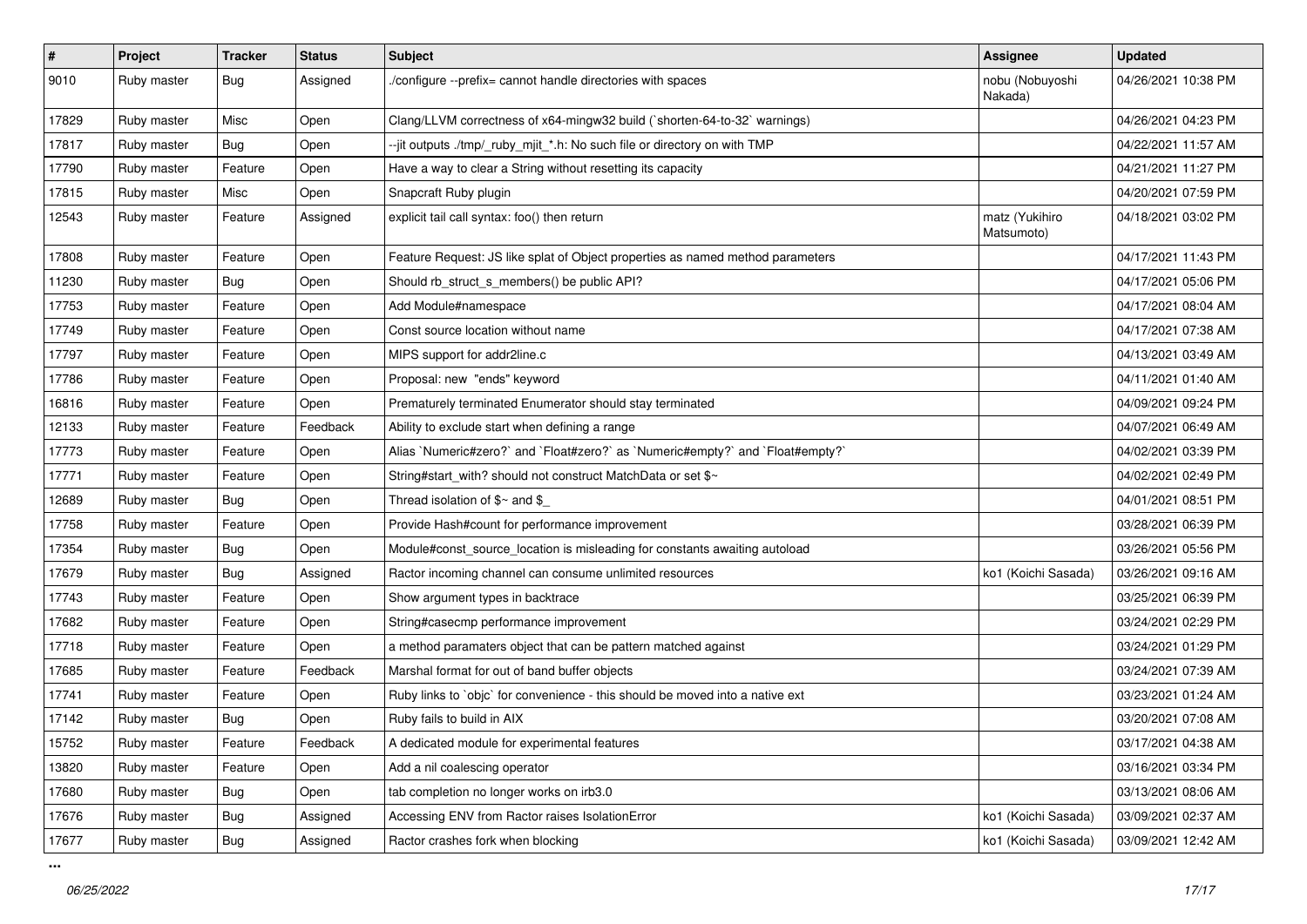| # | Project | Tracker | Status | Subject | Assignee | Updated |
|---|---|---|---|---|---|---|
| 9010 | Ruby master | Bug | Assigned | ./configure --prefix= cannot handle directories with spaces | nobu (Nobuyoshi Nakada) | 04/26/2021 10:38 PM |
| 17829 | Ruby master | Misc | Open | Clang/LLVM correctness of x64-mingw32 build (`shorten-64-to-32` warnings) | | 04/26/2021 04:23 PM |
| 17817 | Ruby master | Bug | Open | --jit outputs ./tmp/_ruby_mjit_*.h: No such file or directory on with TMP | | 04/22/2021 11:57 AM |
| 17790 | Ruby master | Feature | Open | Have a way to clear a String without resetting its capacity | | 04/21/2021 11:27 PM |
| 17815 | Ruby master | Misc | Open | Snapcraft Ruby plugin | | 04/20/2021 07:59 PM |
| 12543 | Ruby master | Feature | Assigned | explicit tail call syntax: foo() then return | matz (Yukihiro Matsumoto) | 04/18/2021 03:02 PM |
| 17808 | Ruby master | Feature | Open | Feature Request: JS like splat of Object properties as named method parameters | | 04/17/2021 11:43 PM |
| 11230 | Ruby master | Bug | Open | Should rb_struct_s_members() be public API? | | 04/17/2021 05:06 PM |
| 17753 | Ruby master | Feature | Open | Add Module#namespace | | 04/17/2021 08:04 AM |
| 17749 | Ruby master | Feature | Open | Const source location without name | | 04/17/2021 07:38 AM |
| 17797 | Ruby master | Feature | Open | MIPS support for addr2line.c | | 04/13/2021 03:49 AM |
| 17786 | Ruby master | Feature | Open | Proposal: new "ends" keyword | | 04/11/2021 01:40 AM |
| 16816 | Ruby master | Feature | Open | Prematurely terminated Enumerator should stay terminated | | 04/09/2021 09:24 PM |
| 12133 | Ruby master | Feature | Feedback | Ability to exclude start when defining a range | | 04/07/2021 06:49 AM |
| 17773 | Ruby master | Feature | Open | Alias `Numeric#zero?` and `Float#zero?` as `Numeric#empty?` and `Float#empty?` | | 04/02/2021 03:39 PM |
| 17771 | Ruby master | Feature | Open | String#start_with? should not construct MatchData or set $~ | | 04/02/2021 02:49 PM |
| 12689 | Ruby master | Bug | Open | Thread isolation of $~ and $_ | | 04/01/2021 08:51 PM |
| 17758 | Ruby master | Feature | Open | Provide Hash#count for performance improvement | | 03/28/2021 06:39 PM |
| 17354 | Ruby master | Bug | Open | Module#const_source_location is misleading for constants awaiting autoload | | 03/26/2021 05:56 PM |
| 17679 | Ruby master | Bug | Assigned | Ractor incoming channel can consume unlimited resources | ko1 (Koichi Sasada) | 03/26/2021 09:16 AM |
| 17743 | Ruby master | Feature | Open | Show argument types in backtrace | | 03/25/2021 06:39 PM |
| 17682 | Ruby master | Feature | Open | String#casecmp performance improvement | | 03/24/2021 02:29 PM |
| 17718 | Ruby master | Feature | Open | a method paramaters object that can be pattern matched against | | 03/24/2021 01:29 PM |
| 17685 | Ruby master | Feature | Feedback | Marshal format for out of band buffer objects | | 03/24/2021 07:39 AM |
| 17741 | Ruby master | Feature | Open | Ruby links to `objc` for convenience - this should be moved into a native ext | | 03/23/2021 01:24 AM |
| 17142 | Ruby master | Bug | Open | Ruby fails to build in AIX | | 03/20/2021 07:08 AM |
| 15752 | Ruby master | Feature | Feedback | A dedicated module for experimental features | | 03/17/2021 04:38 AM |
| 13820 | Ruby master | Feature | Open | Add a nil coalescing operator | | 03/16/2021 03:34 PM |
| 17680 | Ruby master | Bug | Open | tab completion no longer works on irb3.0 | | 03/13/2021 08:06 AM |
| 17676 | Ruby master | Bug | Assigned | Accessing ENV from Ractor raises IsolationError | ko1 (Koichi Sasada) | 03/09/2021 02:37 AM |
| 17677 | Ruby master | Bug | Assigned | Ractor crashes fork when blocking | ko1 (Koichi Sasada) | 03/09/2021 12:42 AM |

...